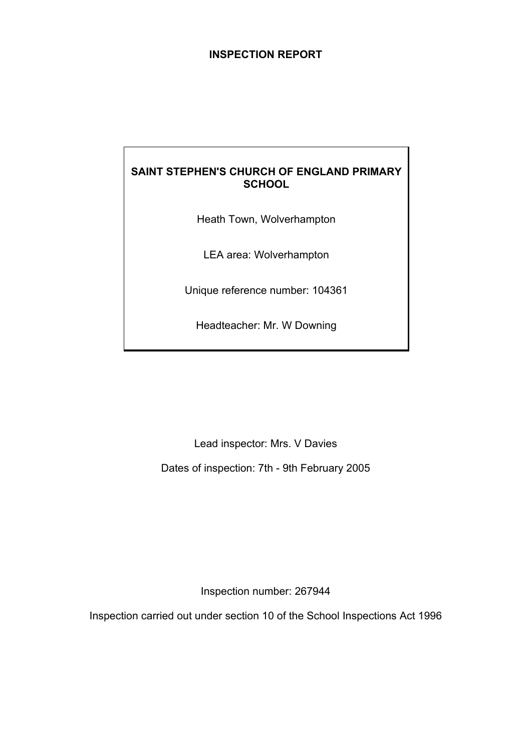# INSPECTION REPORT

**SAINT STEPHEN'S CHURCH OF ENGLAND PRIMARY SCHOOL**

Heath Town, Wolverhampton

LEA area: Wolverhampton

Unique reference number: 104361

Headteacher: Mr. W Downing

Lead inspector: Mrs. V Davies

Dates of inspection: 7th - 9th February 2005

Inspection number: 267944

Inspection carried out under section 10 of the School Inspections Act 1996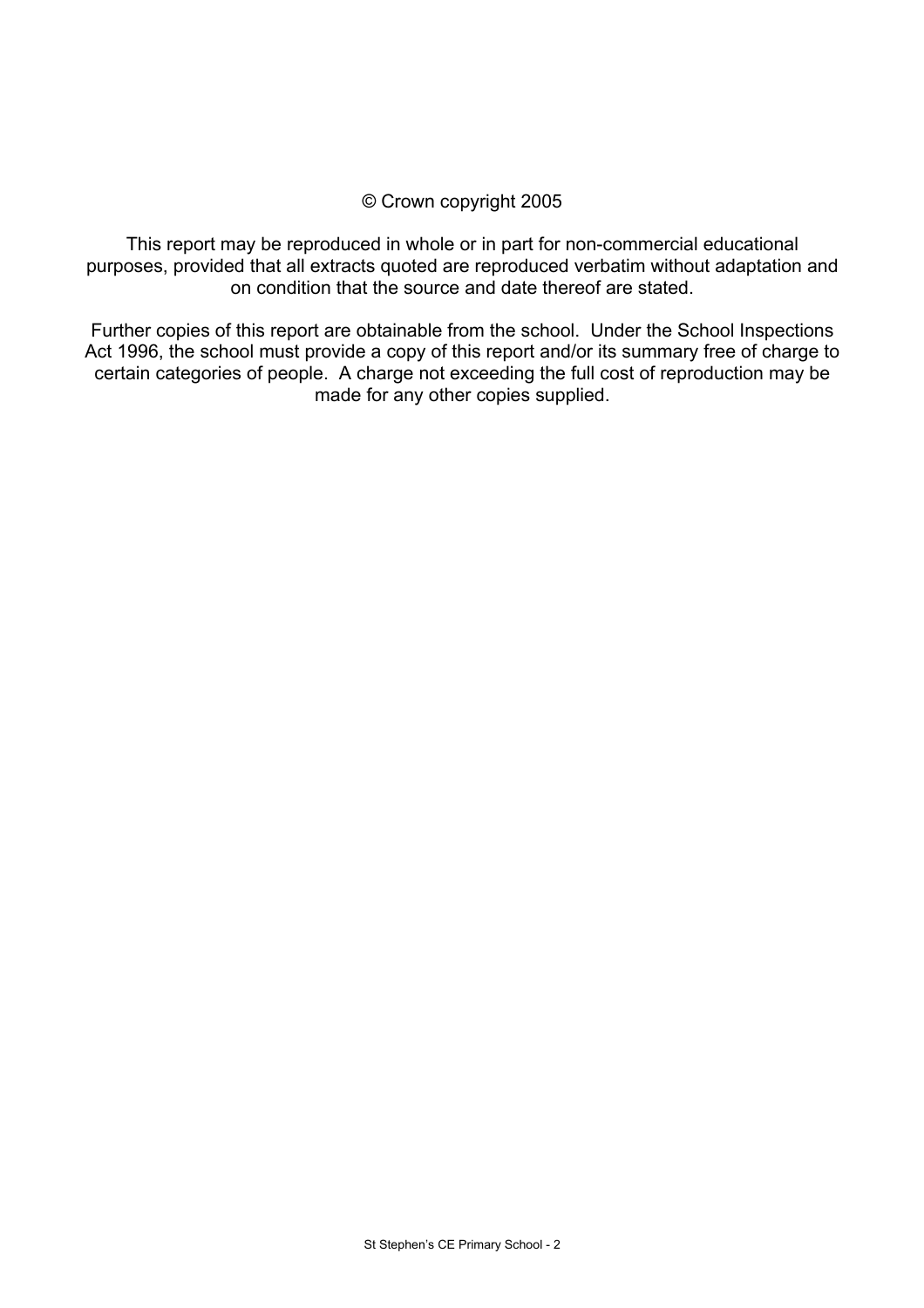© Crown copyright 2005

This report may be reproduced in whole or in part for non-commercial educational purposes, provided that all extracts quoted are reproduced verbatim without adaptation and on condition that the source and date thereof are stated.

Further copies of this report are obtainable from the school. Under the School Inspections Act 1996, the school must provide a copy of this report and/or its summary free of charge to certain categories of people. A charge not exceeding the full cost of reproduction may be made for any other copies supplied.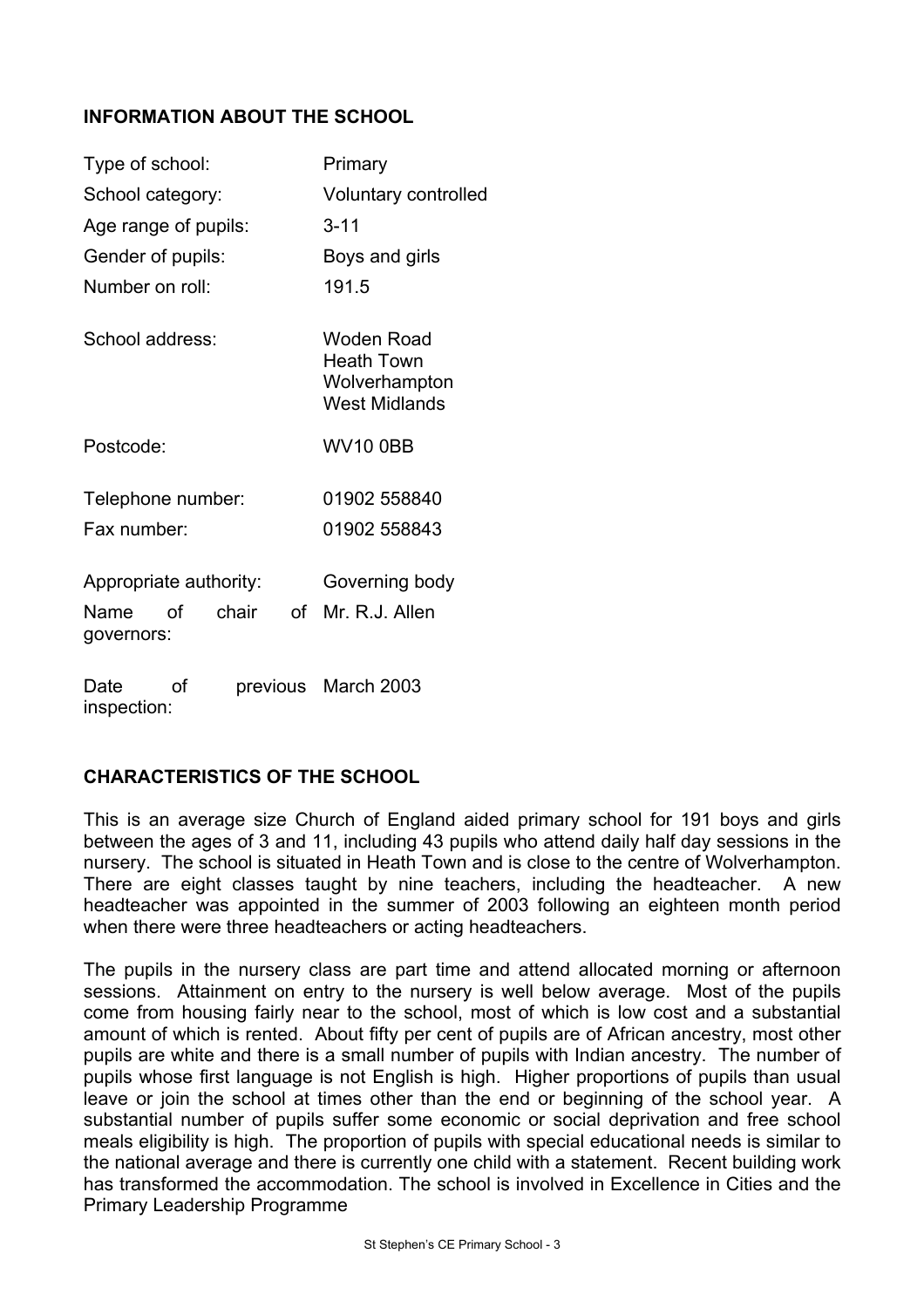## INFORMATION ABOUT THE SCHOOL

| | |
|---|---|
| Type of school: | Primary |
| School category: | Voluntary controlled |
| Age range of pupils: | 3-11 |
| Gender of pupils: | Boys and girls |
| Number on roll: | 191.5 |
| School address: | Woden Road<br>Heath Town<br>Wolverhampton<br>West Midlands |
| Postcode: | WV10 0BB |
| Telephone number: | 01902 558840 |
| Fax number: | 01902 558843 |
| Appropriate authority: | Governing body |
| Name of chair of governors: | Mr. R.J. Allen |
| Date of previous inspection: | March 2003 |

## CHARACTERISTICS OF THE SCHOOL

This is an average size Church of England aided primary school for 191 boys and girls between the ages of 3 and 11, including 43 pupils who attend daily half day sessions in the nursery. The school is situated in Heath Town and is close to the centre of Wolverhampton. There are eight classes taught by nine teachers, including the headteacher. A new headteacher was appointed in the summer of 2003 following an eighteen month period when there were three headteachers or acting headteachers.

The pupils in the nursery class are part time and attend allocated morning or afternoon sessions. Attainment on entry to the nursery is well below average. Most of the pupils come from housing fairly near to the school, most of which is low cost and a substantial amount of which is rented. About fifty per cent of pupils are of African ancestry, most other pupils are white and there is a small number of pupils with Indian ancestry. The number of pupils whose first language is not English is high. Higher proportions of pupils than usual leave or join the school at times other than the end or beginning of the school year. A substantial number of pupils suffer some economic or social deprivation and free school meals eligibility is high. The proportion of pupils with special educational needs is similar to the national average and there is currently one child with a statement. Recent building work has transformed the accommodation. The school is involved in Excellence in Cities and the Primary Leadership Programme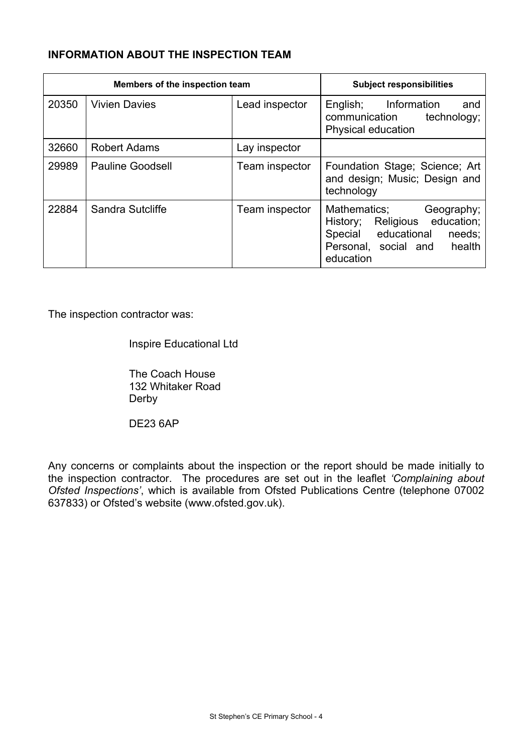## INFORMATION ABOUT THE INSPECTION TEAM

| Members of the inspection team | | | Subject responsibilities |
|---|---|---|---|
| 20350 | Vivien Davies | Lead inspector | English; Information and communication technology; Physical education |
| 32660 | Robert Adams | Lay inspector | |
| 29989 | Pauline Goodsell | Team inspector | Foundation Stage; Science; Art and design; Music; Design and technology |
| 22884 | Sandra Sutcliffe | Team inspector | Mathematics; Geography; History; Religious education; Special educational needs; Personal, social and health education |

The inspection contractor was:

Inspire Educational Ltd

The Coach House
132 Whitaker Road
Derby

DE23 6AP

Any concerns or complaints about the inspection or the report should be made initially to the inspection contractor. The procedures are set out in the leaflet *'Complaining about Ofsted Inspections'*, which is available from Ofsted Publications Centre (telephone 07002 637833) or Ofsted's website (www.ofsted.gov.uk).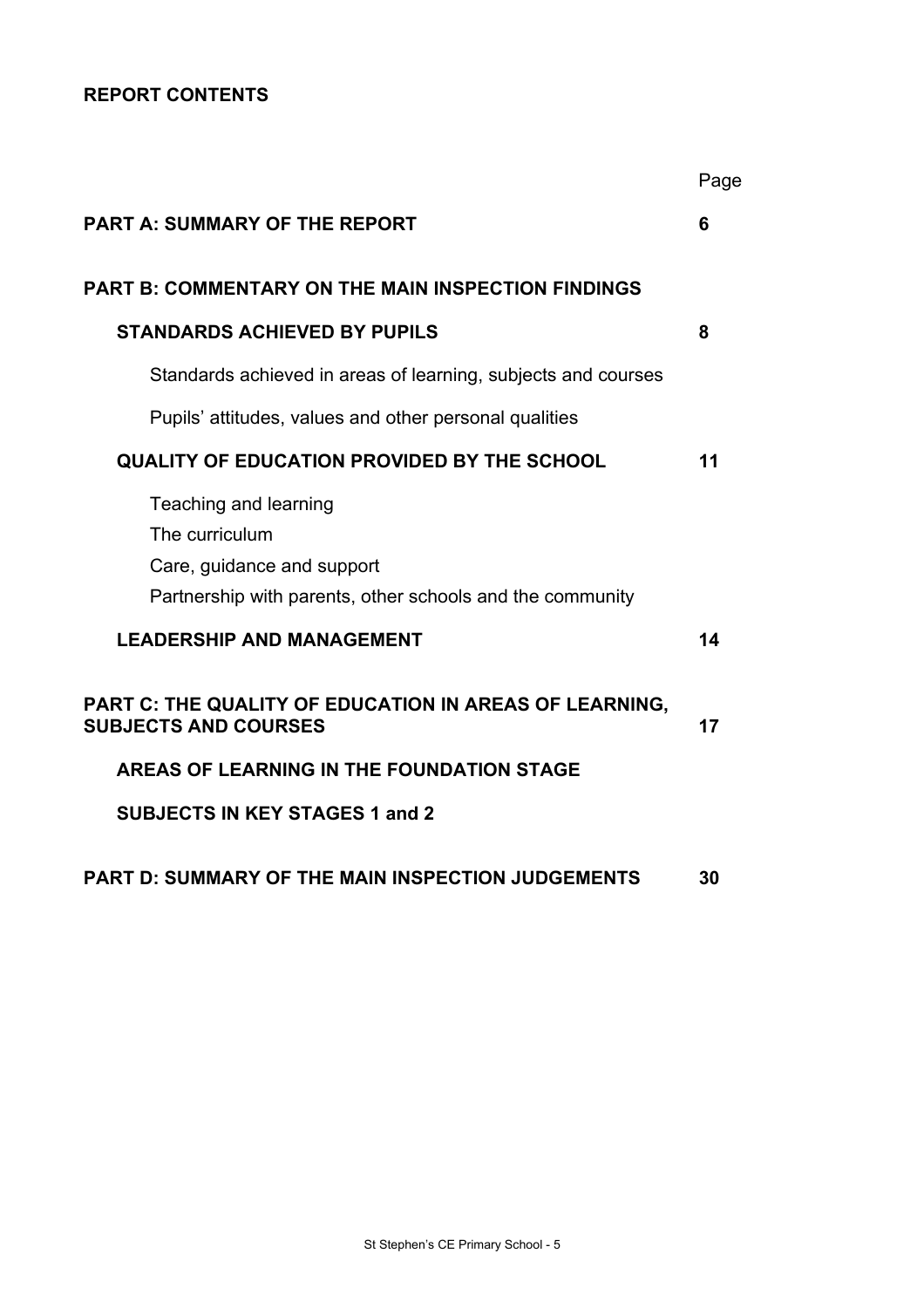## REPORT CONTENTS

| | Page |
|---|---|
| **PART A: SUMMARY OF THE REPORT** | **6** |
| **PART B: COMMENTARY ON THE MAIN INSPECTION FINDINGS** | |
| **STANDARDS ACHIEVED BY PUPILS** | **8** |
| Standards achieved in areas of learning, subjects and courses | |
| Pupils' attitudes, values and other personal qualities | |
| **QUALITY OF EDUCATION PROVIDED BY THE SCHOOL** | **11** |
| Teaching and learning | |
| The curriculum | |
| Care, guidance and support | |
| Partnership with parents, other schools and the community | |
| **LEADERSHIP AND MANAGEMENT** | **14** |
| **PART C: THE QUALITY OF EDUCATION IN AREAS OF LEARNING, SUBJECTS AND COURSES** | **17** |
| **AREAS OF LEARNING IN THE FOUNDATION STAGE** | |
| **SUBJECTS IN KEY STAGES 1 and 2** | |
| **PART D: SUMMARY OF THE MAIN INSPECTION JUDGEMENTS** | **30** |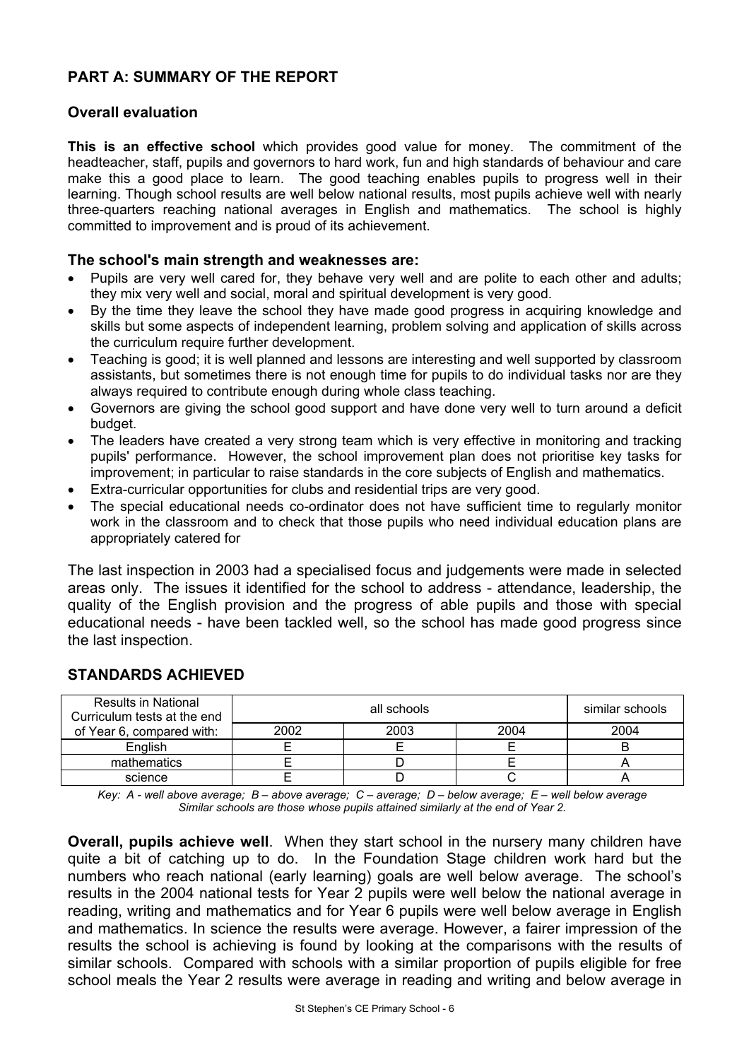## PART A: SUMMARY OF THE REPORT

### Overall evaluation

**This is an effective school** which provides good value for money. The commitment of the headteacher, staff, pupils and governors to hard work, fun and high standards of behaviour and care make this a good place to learn. The good teaching enables pupils to progress well in their learning. Though school results are well below national results, most pupils achieve well with nearly three-quarters reaching national averages in English and mathematics. The school is highly committed to improvement and is proud of its achievement.

### The school's main strength and weaknesses are:

- Pupils are very well cared for, they behave very well and are polite to each other and adults; they mix very well and social, moral and spiritual development is very good.
- By the time they leave the school they have made good progress in acquiring knowledge and skills but some aspects of independent learning, problem solving and application of skills across the curriculum require further development.
- Teaching is good; it is well planned and lessons are interesting and well supported by classroom assistants, but sometimes there is not enough time for pupils to do individual tasks nor are they always required to contribute enough during whole class teaching.
- Governors are giving the school good support and have done very well to turn around a deficit budget.
- The leaders have created a very strong team which is very effective in monitoring and tracking pupils' performance. However, the school improvement plan does not prioritise key tasks for improvement; in particular to raise standards in the core subjects of English and mathematics.
- Extra-curricular opportunities for clubs and residential trips are very good.
- The special educational needs co-ordinator does not have sufficient time to regularly monitor work in the classroom and to check that those pupils who need individual education plans are appropriately catered for

The last inspection in 2003 had a specialised focus and judgements were made in selected areas only. The issues it identified for the school to address - attendance, leadership, the quality of the English provision and the progress of able pupils and those with special educational needs - have been tackled well, so the school has made good progress since the last inspection.

## STANDARDS ACHIEVED

| Results in National Curriculum tests at the end of Year 6, compared with: | all schools | | | similar schools |
|---|---|---|---|---|
| | 2002 | 2003 | 2004 | 2004 |
| English | E | E | E | B |
| mathematics | E | D | E | A |
| science | E | D | C | A |

*Key: A - well above average; B – above average; C – average; D – below average; E – well below average*
*Similar schools are those whose pupils attained similarly at the end of Year 2.*

**Overall, pupils achieve well**. When they start school in the nursery many children have quite a bit of catching up to do. In the Foundation Stage children work hard but the numbers who reach national (early learning) goals are well below average. The school's results in the 2004 national tests for Year 2 pupils were well below the national average in reading, writing and mathematics and for Year 6 pupils were well below average in English and mathematics. In science the results were average. However, a fairer impression of the results the school is achieving is found by looking at the comparisons with the results of similar schools. Compared with schools with a similar proportion of pupils eligible for free school meals the Year 2 results were average in reading and writing and below average in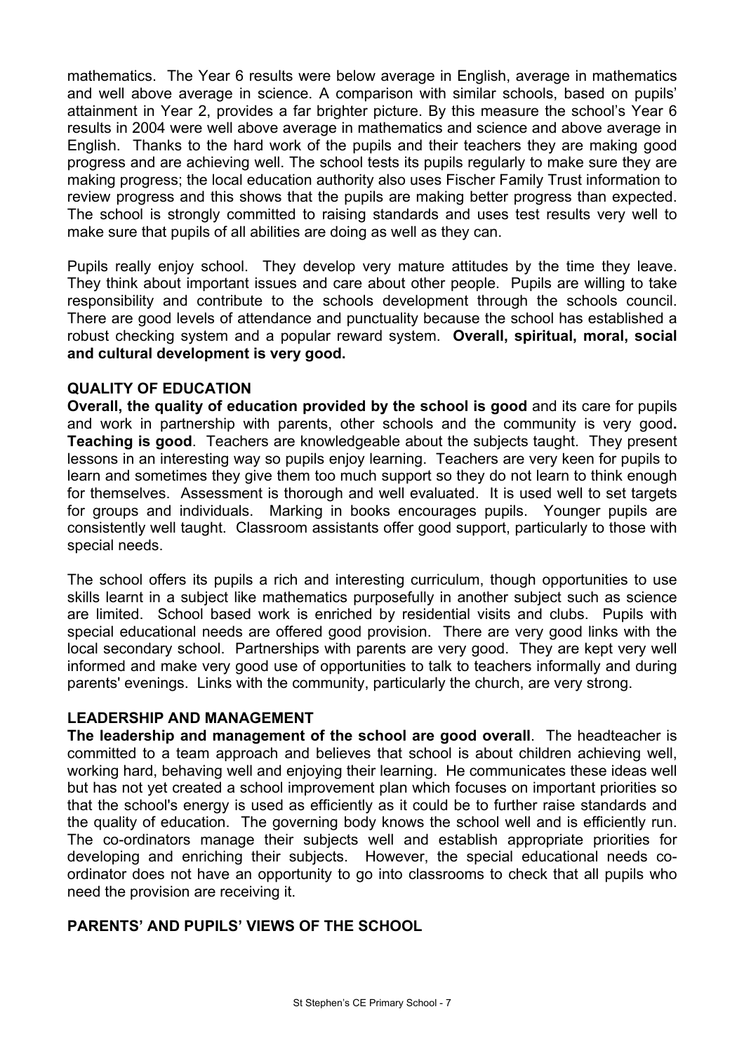mathematics. The Year 6 results were below average in English, average in mathematics and well above average in science. A comparison with similar schools, based on pupils' attainment in Year 2, provides a far brighter picture. By this measure the school's Year 6 results in 2004 were well above average in mathematics and science and above average in English. Thanks to the hard work of the pupils and their teachers they are making good progress and are achieving well. The school tests its pupils regularly to make sure they are making progress; the local education authority also uses Fischer Family Trust information to review progress and this shows that the pupils are making better progress than expected. The school is strongly committed to raising standards and uses test results very well to make sure that pupils of all abilities are doing as well as they can.

Pupils really enjoy school. They develop very mature attitudes by the time they leave. They think about important issues and care about other people. Pupils are willing to take responsibility and contribute to the schools development through the schools council. There are good levels of attendance and punctuality because the school has established a robust checking system and a popular reward system. **Overall, spiritual, moral, social and cultural development is very good.**

## QUALITY OF EDUCATION

**Overall, the quality of education provided by the school is good** and its care for pupils and work in partnership with parents, other schools and the community is very good**.** **Teaching is good**. Teachers are knowledgeable about the subjects taught. They present lessons in an interesting way so pupils enjoy learning. Teachers are very keen for pupils to learn and sometimes they give them too much support so they do not learn to think enough for themselves. Assessment is thorough and well evaluated. It is used well to set targets for groups and individuals. Marking in books encourages pupils. Younger pupils are consistently well taught. Classroom assistants offer good support, particularly to those with special needs.

The school offers its pupils a rich and interesting curriculum, though opportunities to use skills learnt in a subject like mathematics purposefully in another subject such as science are limited. School based work is enriched by residential visits and clubs. Pupils with special educational needs are offered good provision. There are very good links with the local secondary school. Partnerships with parents are very good. They are kept very well informed and make very good use of opportunities to talk to teachers informally and during parents' evenings. Links with the community, particularly the church, are very strong.

## LEADERSHIP AND MANAGEMENT

**The leadership and management of the school are good overall**. The headteacher is committed to a team approach and believes that school is about children achieving well, working hard, behaving well and enjoying their learning. He communicates these ideas well but has not yet created a school improvement plan which focuses on important priorities so that the school's energy is used as efficiently as it could be to further raise standards and the quality of education. The governing body knows the school well and is efficiently run. The co-ordinators manage their subjects well and establish appropriate priorities for developing and enriching their subjects. However, the special educational needs co-ordinator does not have an opportunity to go into classrooms to check that all pupils who need the provision are receiving it.

## PARENTS' AND PUPILS' VIEWS OF THE SCHOOL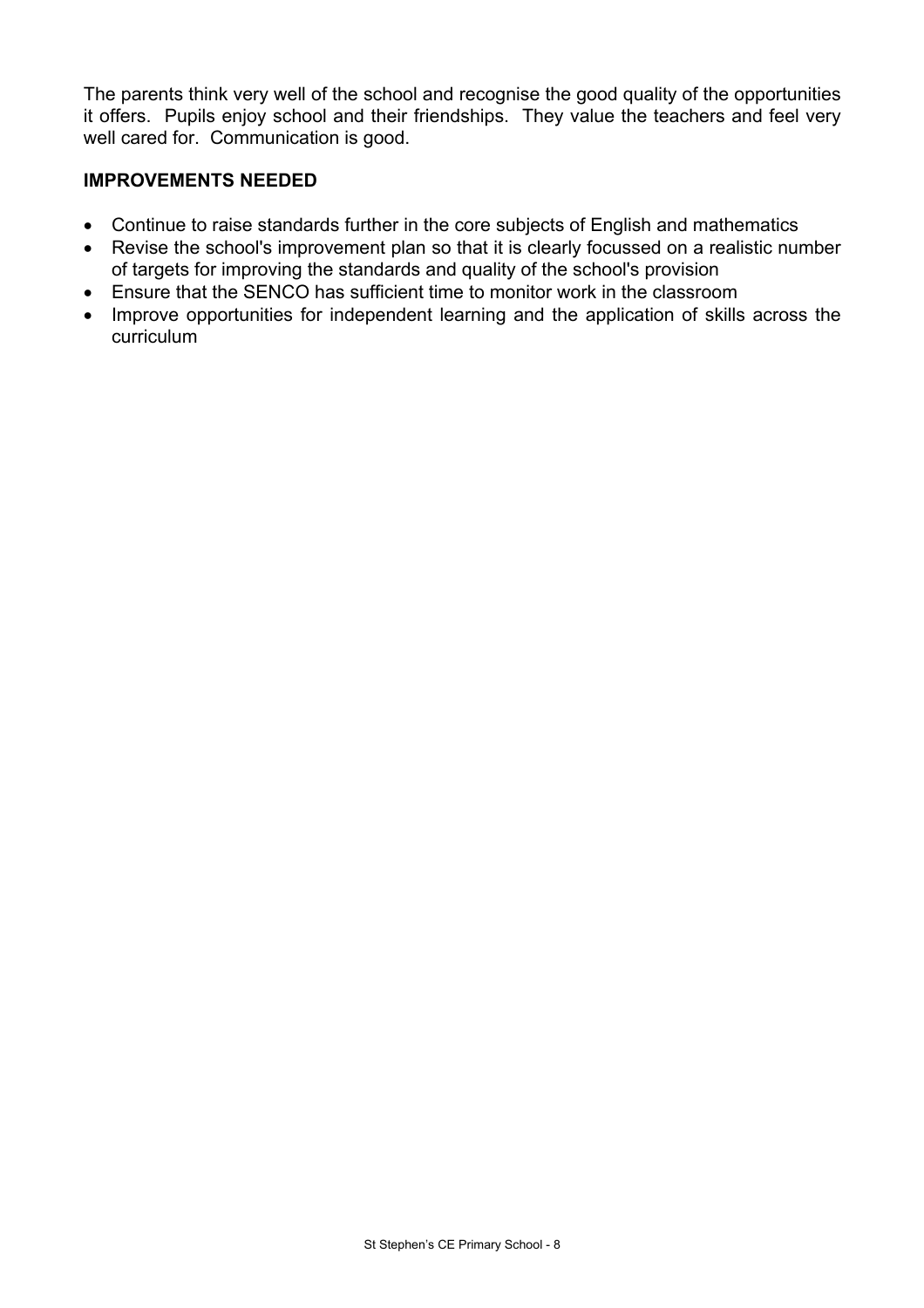The parents think very well of the school and recognise the good quality of the opportunities it offers. Pupils enjoy school and their friendships. They value the teachers and feel very well cared for. Communication is good.

## IMPROVEMENTS NEEDED

- Continue to raise standards further in the core subjects of English and mathematics
- Revise the school's improvement plan so that it is clearly focussed on a realistic number of targets for improving the standards and quality of the school's provision
- Ensure that the SENCO has sufficient time to monitor work in the classroom
- Improve opportunities for independent learning and the application of skills across the curriculum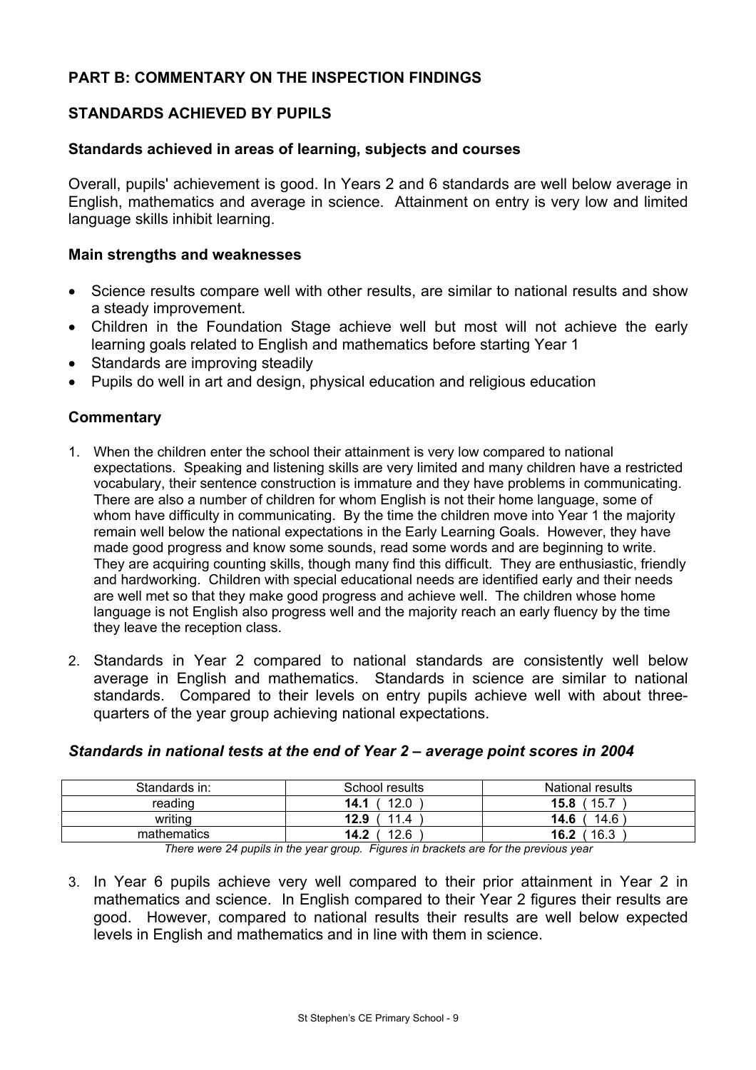## PART B: COMMENTARY ON THE INSPECTION FINDINGS

### STANDARDS ACHIEVED BY PUPILS

#### Standards achieved in areas of learning, subjects and courses

Overall, pupils' achievement is good. In Years 2 and 6 standards are well below average in English, mathematics and average in science. Attainment on entry is very low and limited language skills inhibit learning.

#### Main strengths and weaknesses

- Science results compare well with other results, are similar to national results and show a steady improvement.
- Children in the Foundation Stage achieve well but most will not achieve the early learning goals related to English and mathematics before starting Year 1
- Standards are improving steadily
- Pupils do well in art and design, physical education and religious education

#### Commentary

1. When the children enter the school their attainment is very low compared to national expectations. Speaking and listening skills are very limited and many children have a restricted vocabulary, their sentence construction is immature and they have problems in communicating. There are also a number of children for whom English is not their home language, some of whom have difficulty in communicating. By the time the children move into Year 1 the majority remain well below the national expectations in the Early Learning Goals. However, they have made good progress and know some sounds, read some words and are beginning to write. They are acquiring counting skills, though many find this difficult. They are enthusiastic, friendly and hardworking. Children with special educational needs are identified early and their needs are well met so that they make good progress and achieve well. The children whose home language is not English also progress well and the majority reach an early fluency by the time they leave the reception class.

2. Standards in Year 2 compared to national standards are consistently well below average in English and mathematics. Standards in science are similar to national standards. Compared to their levels on entry pupils achieve well with about three-quarters of the year group achieving national expectations.

#### *Standards in national tests at the end of Year 2 – average point scores in 2004*

| Standards in: | School results | National results |
|---|---|---|
| reading | **14.1** ( 12.0 ) | **15.8** ( 15.7 ) |
| writing | **12.9** ( 11.4 ) | **14.6** ( 14.6 ) |
| mathematics | **14.2** ( 12.6 ) | **16.2** ( 16.3 ) |

*There were 24 pupils in the year group. Figures in brackets are for the previous year*

3. In Year 6 pupils achieve very well compared to their prior attainment in Year 2 in mathematics and science. In English compared to their Year 2 figures their results are good. However, compared to national results their results are well below expected levels in English and mathematics and in line with them in science.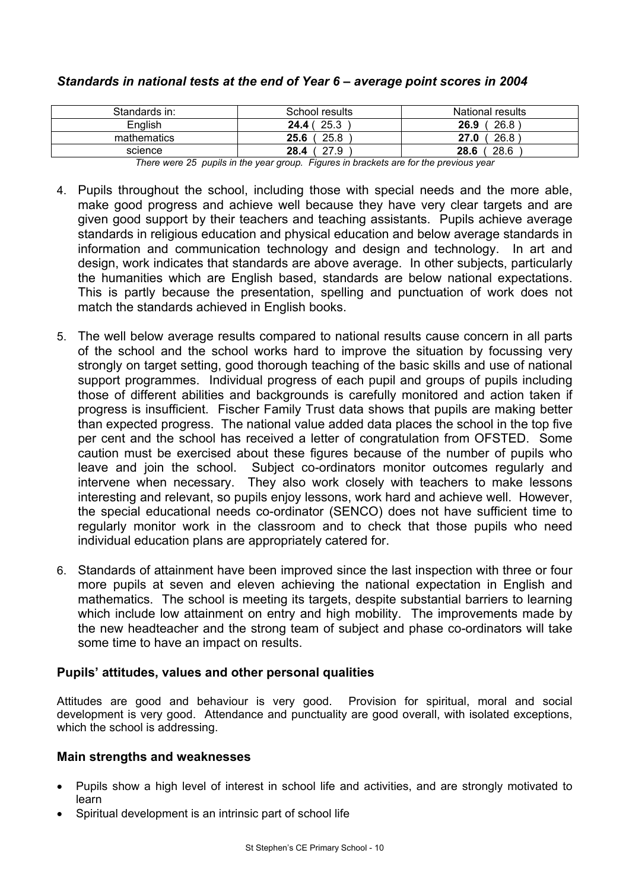### *Standards in national tests at the end of Year 6 – average point scores in 2004*

| Standards in: | School results | National results |
|---|---|---|
| English | **24.4** ( 25.3 ) | **26.9** ( 26.8 ) |
| mathematics | **25.6** ( 25.8 ) | **27.0** ( 26.8 ) |
| science | **28.4** ( 27.9 ) | **28.6** ( 28.6 ) |

*There were 25 pupils in the year group. Figures in brackets are for the previous year*

4. Pupils throughout the school, including those with special needs and the more able, make good progress and achieve well because they have very clear targets and are given good support by their teachers and teaching assistants. Pupils achieve average standards in religious education and physical education and below average standards in information and communication technology and design and technology. In art and design, work indicates that standards are above average. In other subjects, particularly the humanities which are English based, standards are below national expectations. This is partly because the presentation, spelling and punctuation of work does not match the standards achieved in English books.

5. The well below average results compared to national results cause concern in all parts of the school and the school works hard to improve the situation by focussing very strongly on target setting, good thorough teaching of the basic skills and use of national support programmes. Individual progress of each pupil and groups of pupils including those of different abilities and backgrounds is carefully monitored and action taken if progress is insufficient. Fischer Family Trust data shows that pupils are making better than expected progress. The national value added data places the school in the top five per cent and the school has received a letter of congratulation from OFSTED. Some caution must be exercised about these figures because of the number of pupils who leave and join the school. Subject co-ordinators monitor outcomes regularly and intervene when necessary. They also work closely with teachers to make lessons interesting and relevant, so pupils enjoy lessons, work hard and achieve well. However, the special educational needs co-ordinator (SENCO) does not have sufficient time to regularly monitor work in the classroom and to check that those pupils who need individual education plans are appropriately catered for.

6. Standards of attainment have been improved since the last inspection with three or four more pupils at seven and eleven achieving the national expectation in English and mathematics. The school is meeting its targets, despite substantial barriers to learning which include low attainment on entry and high mobility. The improvements made by the new headteacher and the strong team of subject and phase co-ordinators will take some time to have an impact on results.

### Pupils' attitudes, values and other personal qualities

Attitudes are good and behaviour is very good. Provision for spiritual, moral and social development is very good. Attendance and punctuality are good overall, with isolated exceptions, which the school is addressing.

### Main strengths and weaknesses

- Pupils show a high level of interest in school life and activities, and are strongly motivated to learn
- Spiritual development is an intrinsic part of school life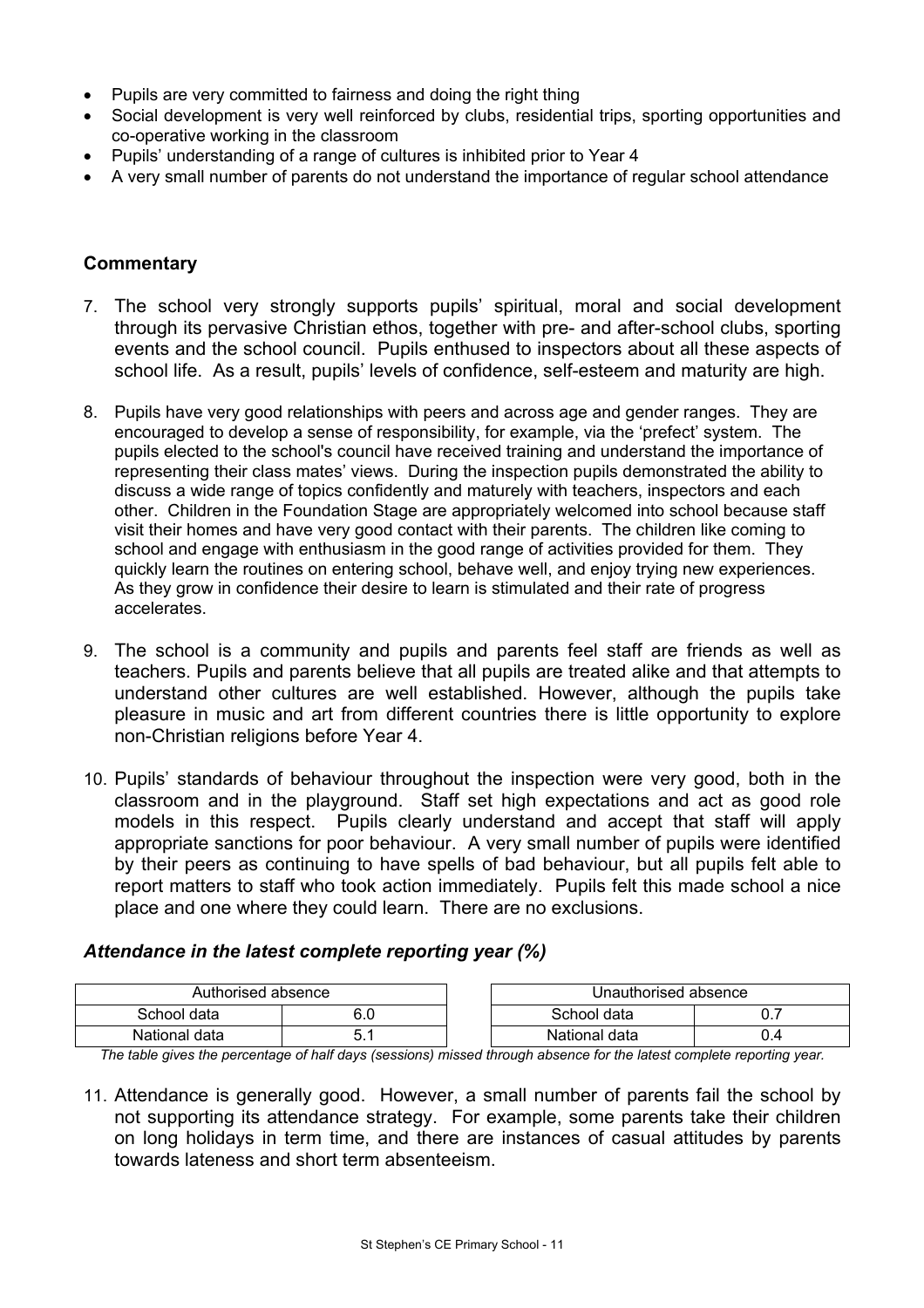- Pupils are very committed to fairness and doing the right thing
- Social development is very well reinforced by clubs, residential trips, sporting opportunities and co-operative working in the classroom
- Pupils' understanding of a range of cultures is inhibited prior to Year 4
- A very small number of parents do not understand the importance of regular school attendance

### Commentary

7. The school very strongly supports pupils' spiritual, moral and social development through its pervasive Christian ethos, together with pre- and after-school clubs, sporting events and the school council. Pupils enthused to inspectors about all these aspects of school life. As a result, pupils' levels of confidence, self-esteem and maturity are high.

8. Pupils have very good relationships with peers and across age and gender ranges. They are encouraged to develop a sense of responsibility, for example, via the 'prefect' system. The pupils elected to the school's council have received training and understand the importance of representing their class mates' views. During the inspection pupils demonstrated the ability to discuss a wide range of topics confidently and maturely with teachers, inspectors and each other. Children in the Foundation Stage are appropriately welcomed into school because staff visit their homes and have very good contact with their parents. The children like coming to school and engage with enthusiasm in the good range of activities provided for them. They quickly learn the routines on entering school, behave well, and enjoy trying new experiences. As they grow in confidence their desire to learn is stimulated and their rate of progress accelerates.

9. The school is a community and pupils and parents feel staff are friends as well as teachers. Pupils and parents believe that all pupils are treated alike and that attempts to understand other cultures are well established. However, although the pupils take pleasure in music and art from different countries there is little opportunity to explore non-Christian religions before Year 4.

10. Pupils' standards of behaviour throughout the inspection were very good, both in the classroom and in the playground. Staff set high expectations and act as good role models in this respect. Pupils clearly understand and accept that staff will apply appropriate sanctions for poor behaviour. A very small number of pupils were identified by their peers as continuing to have spells of bad behaviour, but all pupils felt able to report matters to staff who took action immediately. Pupils felt this made school a nice place and one where they could learn. There are no exclusions.

### *Attendance in the latest complete reporting year (%)*

| Authorised absence | |
|---|---|
| School data | 6.0 |
| National data | 5.1 |

| Unauthorised absence | |
|---|---|
| School data | 0.7 |
| National data | 0.4 |

*The table gives the percentage of half days (sessions) missed through absence for the latest complete reporting year.*

11. Attendance is generally good. However, a small number of parents fail the school by not supporting its attendance strategy. For example, some parents take their children on long holidays in term time, and there are instances of casual attitudes by parents towards lateness and short term absenteeism.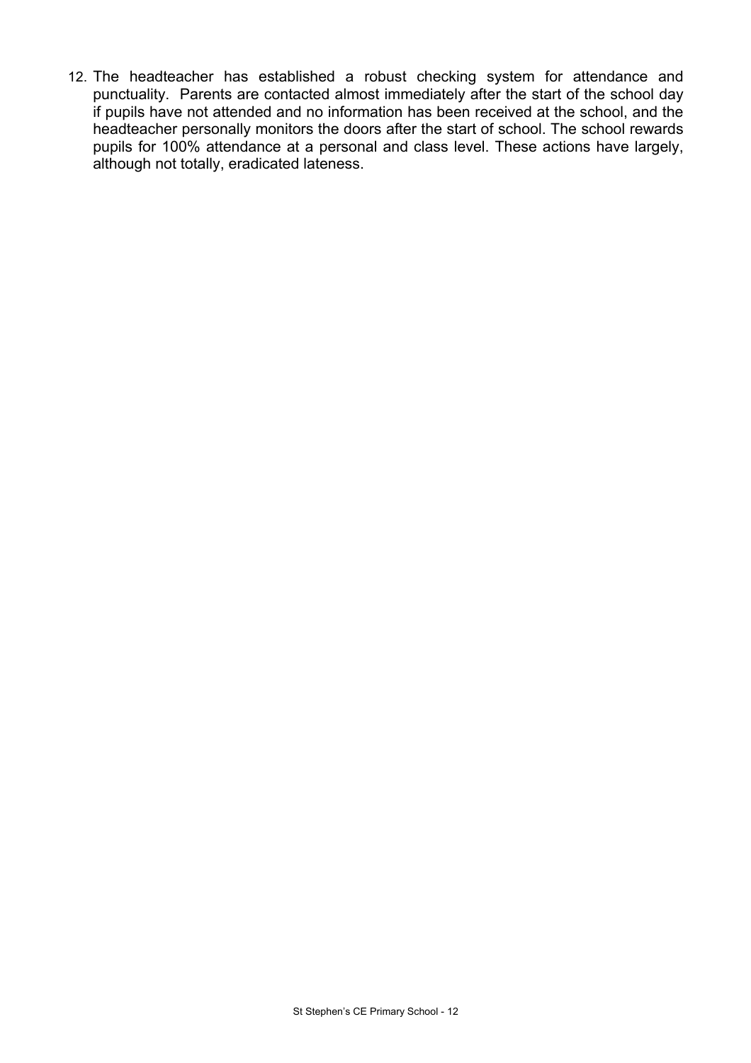12. The headteacher has established a robust checking system for attendance and punctuality. Parents are contacted almost immediately after the start of the school day if pupils have not attended and no information has been received at the school, and the headteacher personally monitors the doors after the start of school. The school rewards pupils for 100% attendance at a personal and class level. These actions have largely, although not totally, eradicated lateness.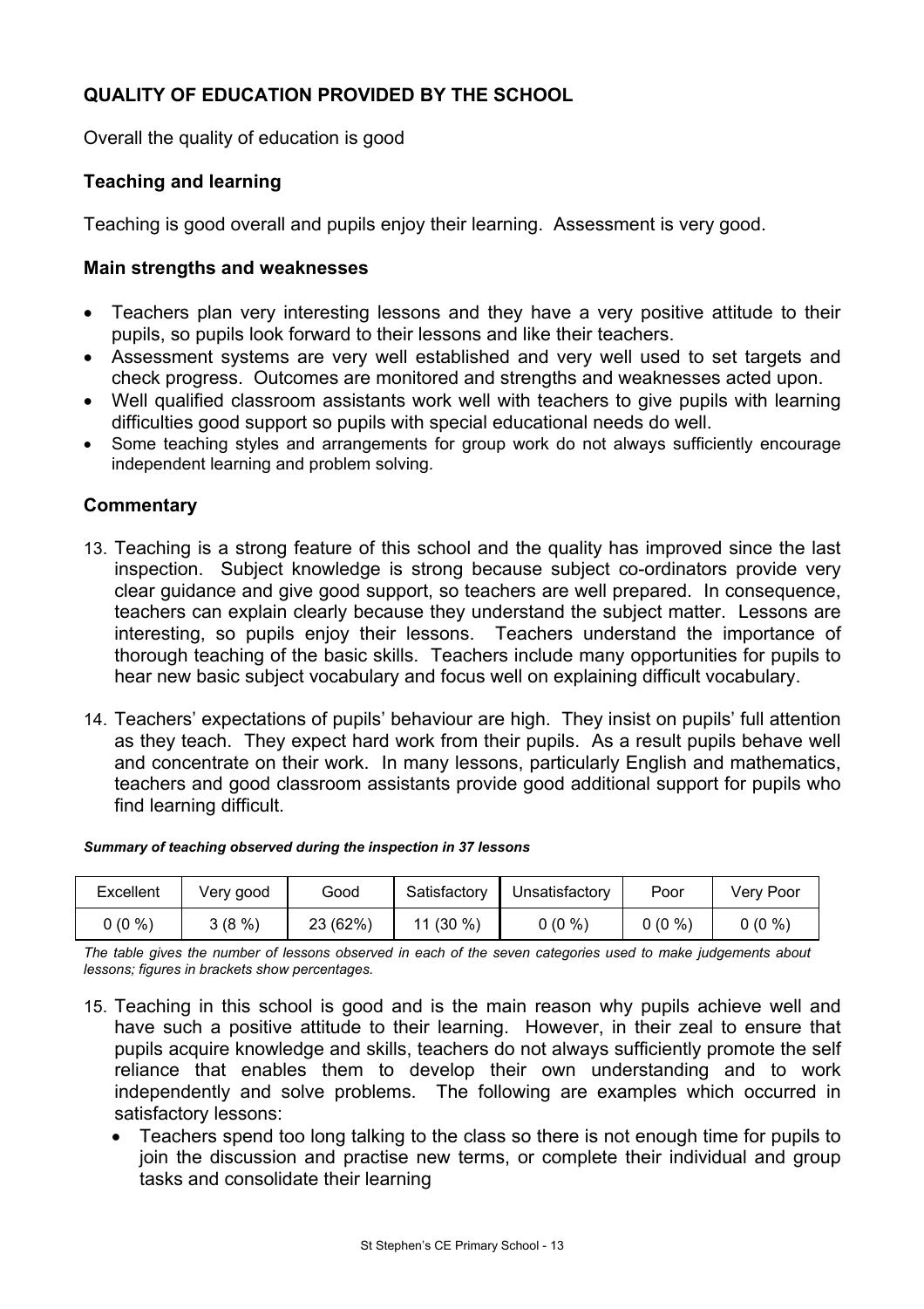## QUALITY OF EDUCATION PROVIDED BY THE SCHOOL

Overall the quality of education is good

### Teaching and learning

Teaching is good overall and pupils enjoy their learning. Assessment is very good.

### Main strengths and weaknesses

- Teachers plan very interesting lessons and they have a very positive attitude to their pupils, so pupils look forward to their lessons and like their teachers.
- Assessment systems are very well established and very well used to set targets and check progress. Outcomes are monitored and strengths and weaknesses acted upon.
- Well qualified classroom assistants work well with teachers to give pupils with learning difficulties good support so pupils with special educational needs do well.
- Some teaching styles and arrangements for group work do not always sufficiently encourage independent learning and problem solving.

### Commentary

13. Teaching is a strong feature of this school and the quality has improved since the last inspection. Subject knowledge is strong because subject co-ordinators provide very clear guidance and give good support, so teachers are well prepared. In consequence, teachers can explain clearly because they understand the subject matter. Lessons are interesting, so pupils enjoy their lessons. Teachers understand the importance of thorough teaching of the basic skills. Teachers include many opportunities for pupils to hear new basic subject vocabulary and focus well on explaining difficult vocabulary.

14. Teachers' expectations of pupils' behaviour are high. They insist on pupils' full attention as they teach. They expect hard work from their pupils. As a result pupils behave well and concentrate on their work. In many lessons, particularly English and mathematics, teachers and good classroom assistants provide good additional support for pupils who find learning difficult.

***Summary of teaching observed during the inspection in 37 lessons***

| Excellent | Very good | Good | Satisfactory | Unsatisfactory | Poor | Very Poor |
|---|---|---|---|---|---|---|
| 0 (0 %) | 3 (8 %) | 23 (62%) | 11 (30 %) | 0 (0 %) | 0 (0 %) | 0 (0 %) |

*The table gives the number of lessons observed in each of the seven categories used to make judgements about lessons; figures in brackets show percentages.*

15. Teaching in this school is good and is the main reason why pupils achieve well and have such a positive attitude to their learning. However, in their zeal to ensure that pupils acquire knowledge and skills, teachers do not always sufficiently promote the self reliance that enables them to develop their own understanding and to work independently and solve problems. The following are examples which occurred in satisfactory lessons:
    - Teachers spend too long talking to the class so there is not enough time for pupils to join the discussion and practise new terms, or complete their individual and group tasks and consolidate their learning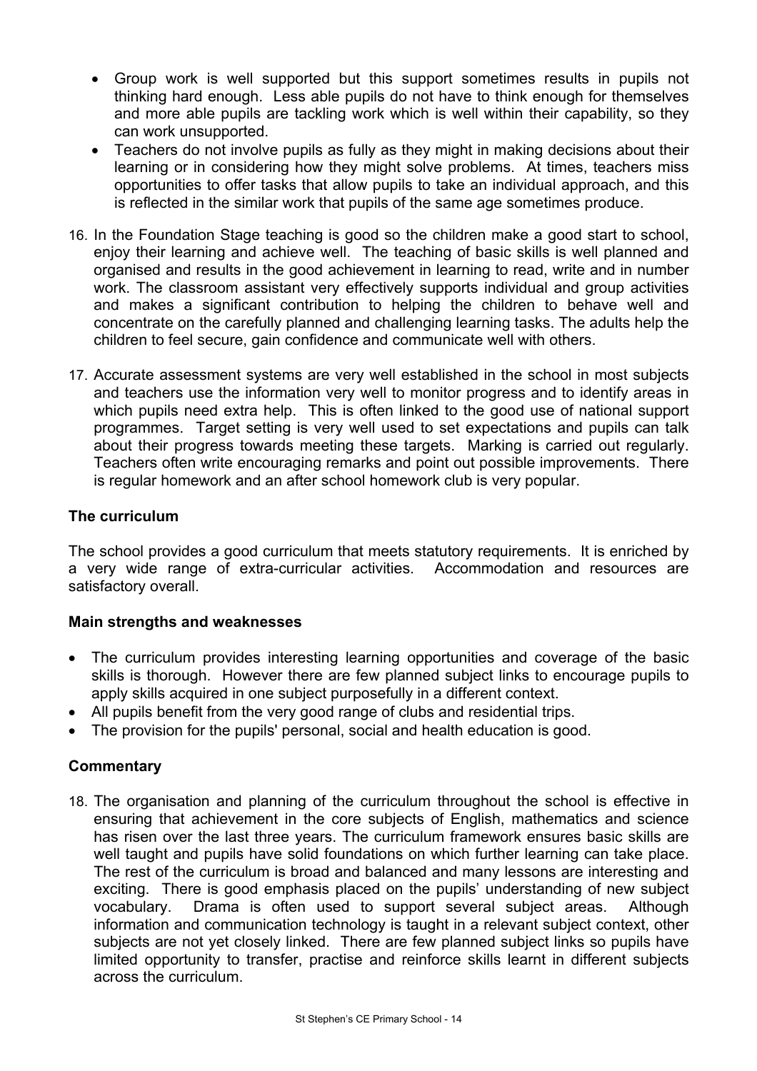- Group work is well supported but this support sometimes results in pupils not thinking hard enough. Less able pupils do not have to think enough for themselves and more able pupils are tackling work which is well within their capability, so they can work unsupported.
- Teachers do not involve pupils as fully as they might in making decisions about their learning or in considering how they might solve problems. At times, teachers miss opportunities to offer tasks that allow pupils to take an individual approach, and this is reflected in the similar work that pupils of the same age sometimes produce.

16. In the Foundation Stage teaching is good so the children make a good start to school, enjoy their learning and achieve well. The teaching of basic skills is well planned and organised and results in the good achievement in learning to read, write and in number work. The classroom assistant very effectively supports individual and group activities and makes a significant contribution to helping the children to behave well and concentrate on the carefully planned and challenging learning tasks. The adults help the children to feel secure, gain confidence and communicate well with others.

17. Accurate assessment systems are very well established in the school in most subjects and teachers use the information very well to monitor progress and to identify areas in which pupils need extra help. This is often linked to the good use of national support programmes. Target setting is very well used to set expectations and pupils can talk about their progress towards meeting these targets. Marking is carried out regularly. Teachers often write encouraging remarks and point out possible improvements. There is regular homework and an after school homework club is very popular.

### The curriculum

The school provides a good curriculum that meets statutory requirements. It is enriched by a very wide range of extra-curricular activities. Accommodation and resources are satisfactory overall.

#### Main strengths and weaknesses

- The curriculum provides interesting learning opportunities and coverage of the basic skills is thorough. However there are few planned subject links to encourage pupils to apply skills acquired in one subject purposefully in a different context.
- All pupils benefit from the very good range of clubs and residential trips.
- The provision for the pupils' personal, social and health education is good.

#### Commentary

18. The organisation and planning of the curriculum throughout the school is effective in ensuring that achievement in the core subjects of English, mathematics and science has risen over the last three years. The curriculum framework ensures basic skills are well taught and pupils have solid foundations on which further learning can take place. The rest of the curriculum is broad and balanced and many lessons are interesting and exciting. There is good emphasis placed on the pupils' understanding of new subject vocabulary. Drama is often used to support several subject areas. Although information and communication technology is taught in a relevant subject context, other subjects are not yet closely linked. There are few planned subject links so pupils have limited opportunity to transfer, practise and reinforce skills learnt in different subjects across the curriculum.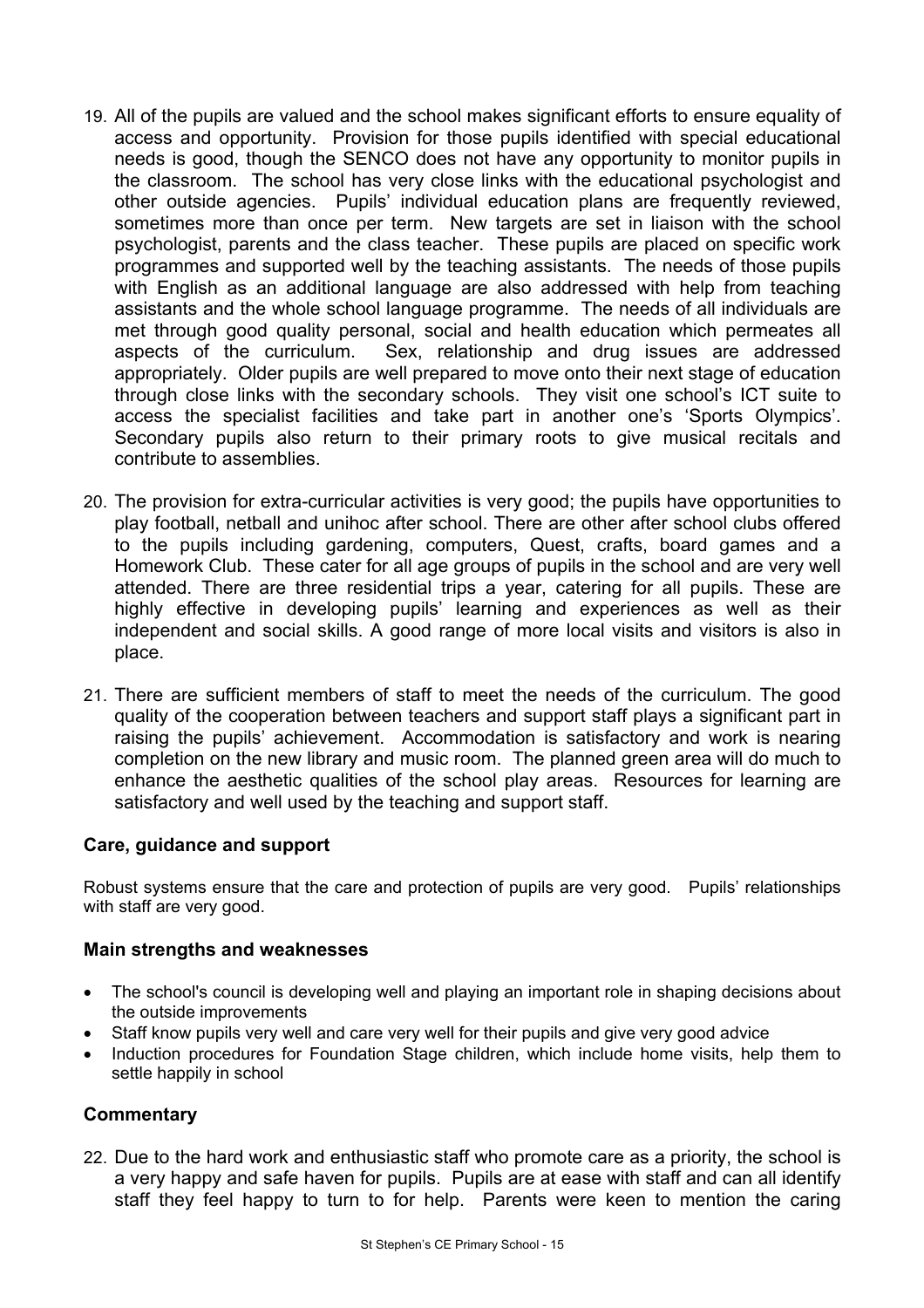19. All of the pupils are valued and the school makes significant efforts to ensure equality of access and opportunity. Provision for those pupils identified with special educational needs is good, though the SENCO does not have any opportunity to monitor pupils in the classroom. The school has very close links with the educational psychologist and other outside agencies. Pupils' individual education plans are frequently reviewed, sometimes more than once per term. New targets are set in liaison with the school psychologist, parents and the class teacher. These pupils are placed on specific work programmes and supported well by the teaching assistants. The needs of those pupils with English as an additional language are also addressed with help from teaching assistants and the whole school language programme. The needs of all individuals are met through good quality personal, social and health education which permeates all aspects of the curriculum. Sex, relationship and drug issues are addressed appropriately. Older pupils are well prepared to move onto their next stage of education through close links with the secondary schools. They visit one school's ICT suite to access the specialist facilities and take part in another one's 'Sports Olympics'. Secondary pupils also return to their primary roots to give musical recitals and contribute to assemblies.

20. The provision for extra-curricular activities is very good; the pupils have opportunities to play football, netball and unihoc after school. There are other after school clubs offered to the pupils including gardening, computers, Quest, crafts, board games and a Homework Club. These cater for all age groups of pupils in the school and are very well attended. There are three residential trips a year, catering for all pupils. These are highly effective in developing pupils' learning and experiences as well as their independent and social skills. A good range of more local visits and visitors is also in place.

21. There are sufficient members of staff to meet the needs of the curriculum. The good quality of the cooperation between teachers and support staff plays a significant part in raising the pupils' achievement. Accommodation is satisfactory and work is nearing completion on the new library and music room. The planned green area will do much to enhance the aesthetic qualities of the school play areas. Resources for learning are satisfactory and well used by the teaching and support staff.

## Care, guidance and support

Robust systems ensure that the care and protection of pupils are very good. Pupils' relationships with staff are very good.

### Main strengths and weaknesses

- The school's council is developing well and playing an important role in shaping decisions about the outside improvements
- Staff know pupils very well and care very well for their pupils and give very good advice
- Induction procedures for Foundation Stage children, which include home visits, help them to settle happily in school

### Commentary

22. Due to the hard work and enthusiastic staff who promote care as a priority, the school is a very happy and safe haven for pupils. Pupils are at ease with staff and can all identify staff they feel happy to turn to for help. Parents were keen to mention the caring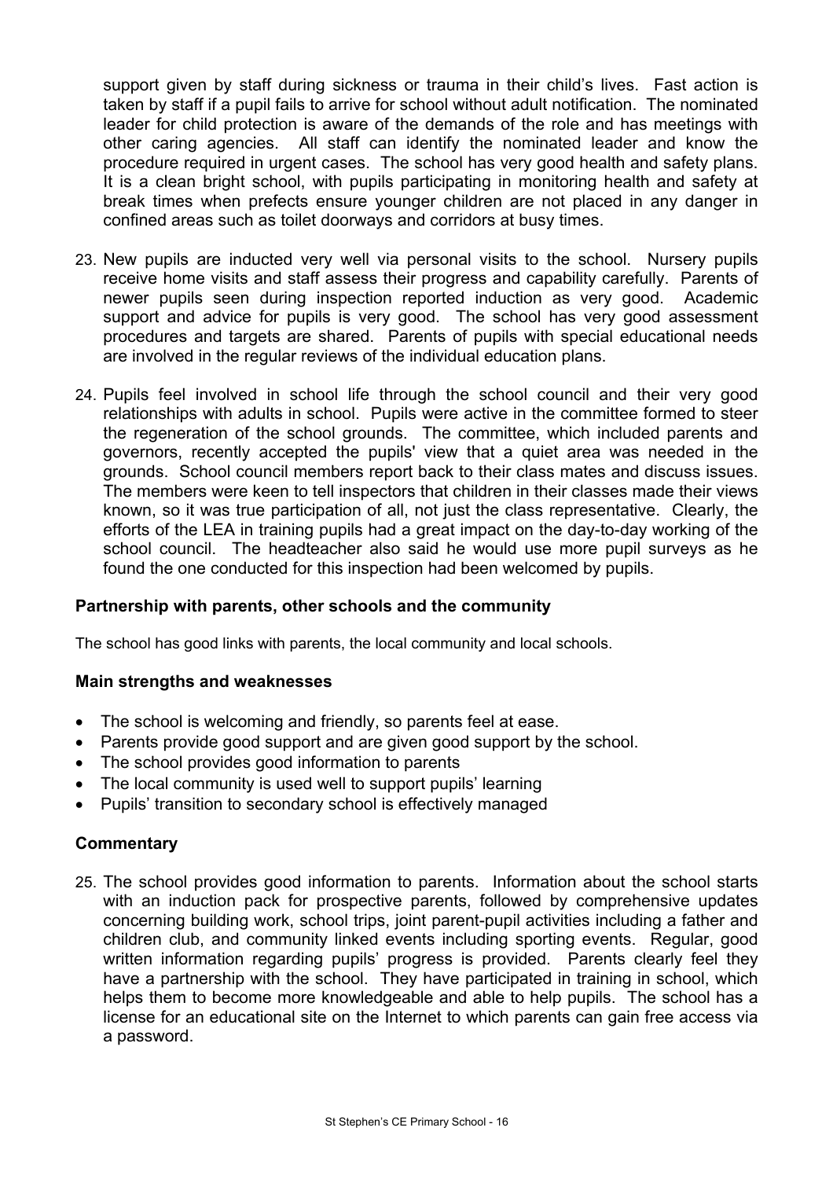support given by staff during sickness or trauma in their child's lives. Fast action is taken by staff if a pupil fails to arrive for school without adult notification. The nominated leader for child protection is aware of the demands of the role and has meetings with other caring agencies. All staff can identify the nominated leader and know the procedure required in urgent cases. The school has very good health and safety plans. It is a clean bright school, with pupils participating in monitoring health and safety at break times when prefects ensure younger children are not placed in any danger in confined areas such as toilet doorways and corridors at busy times.

23. New pupils are inducted very well via personal visits to the school. Nursery pupils receive home visits and staff assess their progress and capability carefully. Parents of newer pupils seen during inspection reported induction as very good. Academic support and advice for pupils is very good. The school has very good assessment procedures and targets are shared. Parents of pupils with special educational needs are involved in the regular reviews of the individual education plans.

24. Pupils feel involved in school life through the school council and their very good relationships with adults in school. Pupils were active in the committee formed to steer the regeneration of the school grounds. The committee, which included parents and governors, recently accepted the pupils' view that a quiet area was needed in the grounds. School council members report back to their class mates and discuss issues. The members were keen to tell inspectors that children in their classes made their views known, so it was true participation of all, not just the class representative. Clearly, the efforts of the LEA in training pupils had a great impact on the day-to-day working of the school council. The headteacher also said he would use more pupil surveys as he found the one conducted for this inspection had been welcomed by pupils.

### Partnership with parents, other schools and the community

The school has good links with parents, the local community and local schools.

### Main strengths and weaknesses

- The school is welcoming and friendly, so parents feel at ease.
- Parents provide good support and are given good support by the school.
- The school provides good information to parents
- The local community is used well to support pupils' learning
- Pupils' transition to secondary school is effectively managed

### Commentary

25. The school provides good information to parents. Information about the school starts with an induction pack for prospective parents, followed by comprehensive updates concerning building work, school trips, joint parent-pupil activities including a father and children club, and community linked events including sporting events. Regular, good written information regarding pupils' progress is provided. Parents clearly feel they have a partnership with the school. They have participated in training in school, which helps them to become more knowledgeable and able to help pupils. The school has a license for an educational site on the Internet to which parents can gain free access via a password.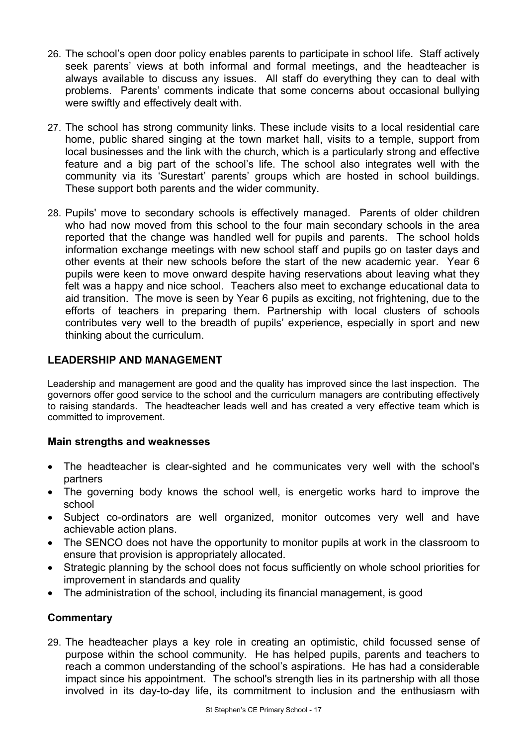26. The school's open door policy enables parents to participate in school life. Staff actively seek parents' views at both informal and formal meetings, and the headteacher is always available to discuss any issues. All staff do everything they can to deal with problems. Parents' comments indicate that some concerns about occasional bullying were swiftly and effectively dealt with.

27. The school has strong community links. These include visits to a local residential care home, public shared singing at the town market hall, visits to a temple, support from local businesses and the link with the church, which is a particularly strong and effective feature and a big part of the school's life. The school also integrates well with the community via its 'Surestart' parents' groups which are hosted in school buildings. These support both parents and the wider community.

28. Pupils' move to secondary schools is effectively managed. Parents of older children who had now moved from this school to the four main secondary schools in the area reported that the change was handled well for pupils and parents. The school holds information exchange meetings with new school staff and pupils go on taster days and other events at their new schools before the start of the new academic year. Year 6 pupils were keen to move onward despite having reservations about leaving what they felt was a happy and nice school. Teachers also meet to exchange educational data to aid transition. The move is seen by Year 6 pupils as exciting, not frightening, due to the efforts of teachers in preparing them. Partnership with local clusters of schools contributes very well to the breadth of pupils' experience, especially in sport and new thinking about the curriculum.

## LEADERSHIP AND MANAGEMENT

Leadership and management are good and the quality has improved since the last inspection. The governors offer good service to the school and the curriculum managers are contributing effectively to raising standards. The headteacher leads well and has created a very effective team which is committed to improvement.

### Main strengths and weaknesses

- The headteacher is clear-sighted and he communicates very well with the school's partners
- The governing body knows the school well, is energetic works hard to improve the school
- Subject co-ordinators are well organized, monitor outcomes very well and have achievable action plans.
- The SENCO does not have the opportunity to monitor pupils at work in the classroom to ensure that provision is appropriately allocated.
- Strategic planning by the school does not focus sufficiently on whole school priorities for improvement in standards and quality
- The administration of the school, including its financial management, is good

### Commentary

29. The headteacher plays a key role in creating an optimistic, child focussed sense of purpose within the school community. He has helped pupils, parents and teachers to reach a common understanding of the school's aspirations. He has had a considerable impact since his appointment. The school's strength lies in its partnership with all those involved in its day-to-day life, its commitment to inclusion and the enthusiasm with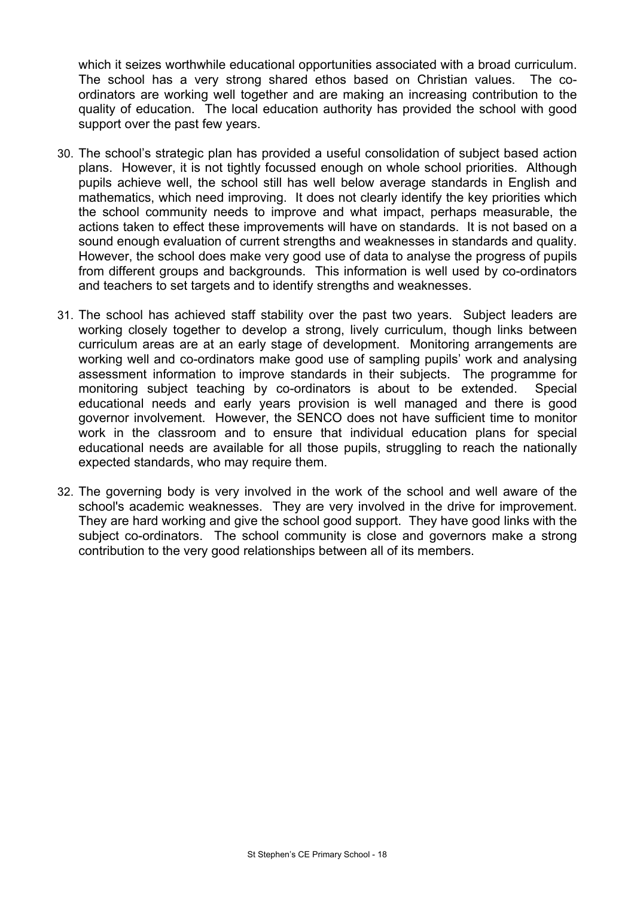which it seizes worthwhile educational opportunities associated with a broad curriculum. The school has a very strong shared ethos based on Christian values. The co-ordinators are working well together and are making an increasing contribution to the quality of education. The local education authority has provided the school with good support over the past few years.

30. The school's strategic plan has provided a useful consolidation of subject based action plans. However, it is not tightly focussed enough on whole school priorities. Although pupils achieve well, the school still has well below average standards in English and mathematics, which need improving. It does not clearly identify the key priorities which the school community needs to improve and what impact, perhaps measurable, the actions taken to effect these improvements will have on standards. It is not based on a sound enough evaluation of current strengths and weaknesses in standards and quality. However, the school does make very good use of data to analyse the progress of pupils from different groups and backgrounds. This information is well used by co-ordinators and teachers to set targets and to identify strengths and weaknesses.

31. The school has achieved staff stability over the past two years. Subject leaders are working closely together to develop a strong, lively curriculum, though links between curriculum areas are at an early stage of development. Monitoring arrangements are working well and co-ordinators make good use of sampling pupils' work and analysing assessment information to improve standards in their subjects. The programme for monitoring subject teaching by co-ordinators is about to be extended. Special educational needs and early years provision is well managed and there is good governor involvement. However, the SENCO does not have sufficient time to monitor work in the classroom and to ensure that individual education plans for special educational needs are available for all those pupils, struggling to reach the nationally expected standards, who may require them.

32. The governing body is very involved in the work of the school and well aware of the school's academic weaknesses. They are very involved in the drive for improvement. They are hard working and give the school good support. They have good links with the subject co-ordinators. The school community is close and governors make a strong contribution to the very good relationships between all of its members.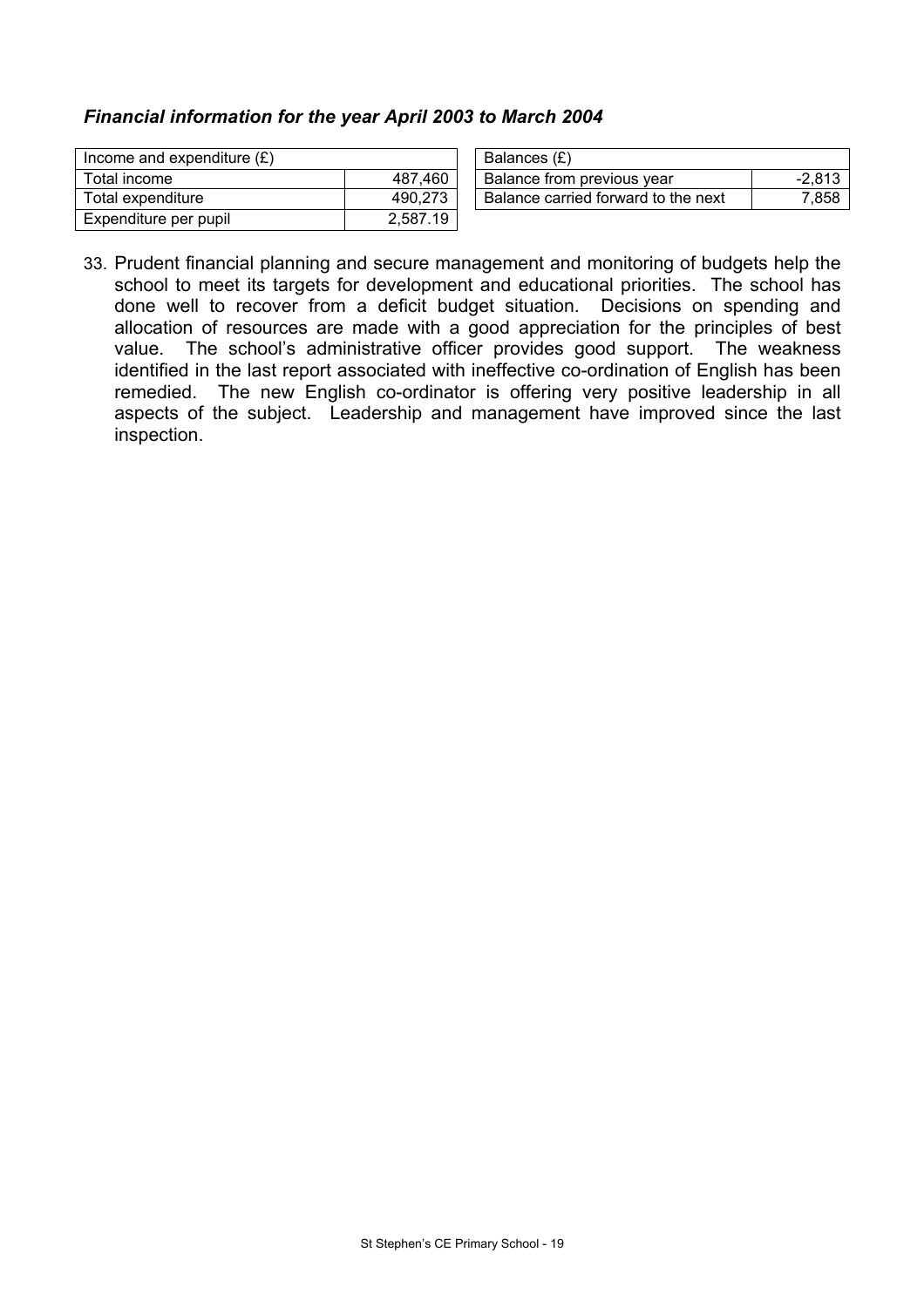### *Financial information for the year April 2003 to March 2004*

| Income and expenditure (£) | |
|---|---|
| Total income | 487,460 |
| Total expenditure | 490,273 |
| Expenditure per pupil | 2,587.19 |

| Balances (£) | |
|---|---|
| Balance from previous year | -2,813 |
| Balance carried forward to the next | 7,858 |

33. Prudent financial planning and secure management and monitoring of budgets help the school to meet its targets for development and educational priorities. The school has done well to recover from a deficit budget situation. Decisions on spending and allocation of resources are made with a good appreciation for the principles of best value. The school's administrative officer provides good support. The weakness identified in the last report associated with ineffective co-ordination of English has been remedied. The new English co-ordinator is offering very positive leadership in all aspects of the subject. Leadership and management have improved since the last inspection.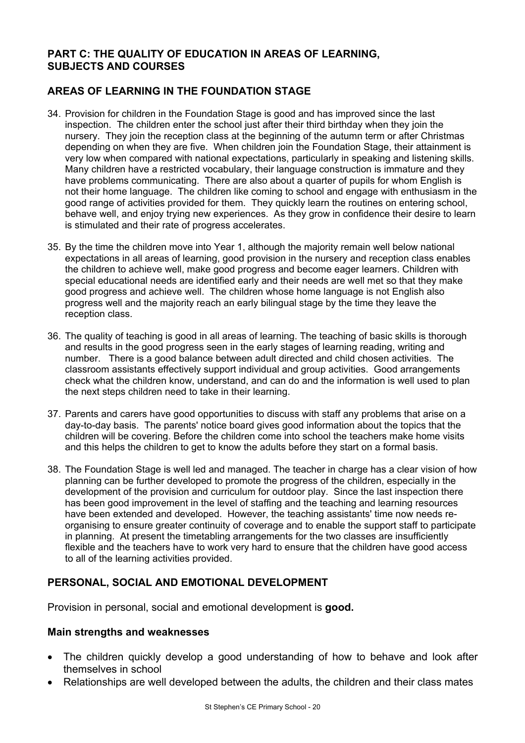## PART C: THE QUALITY OF EDUCATION IN AREAS OF LEARNING, SUBJECTS AND COURSES

## AREAS OF LEARNING IN THE FOUNDATION STAGE

34. Provision for children in the Foundation Stage is good and has improved since the last inspection. The children enter the school just after their third birthday when they join the nursery. They join the reception class at the beginning of the autumn term or after Christmas depending on when they are five. When children join the Foundation Stage, their attainment is very low when compared with national expectations, particularly in speaking and listening skills. Many children have a restricted vocabulary, their language construction is immature and they have problems communicating. There are also about a quarter of pupils for whom English is not their home language. The children like coming to school and engage with enthusiasm in the good range of activities provided for them. They quickly learn the routines on entering school, behave well, and enjoy trying new experiences. As they grow in confidence their desire to learn is stimulated and their rate of progress accelerates.

35. By the time the children move into Year 1, although the majority remain well below national expectations in all areas of learning, good provision in the nursery and reception class enables the children to achieve well, make good progress and become eager learners. Children with special educational needs are identified early and their needs are well met so that they make good progress and achieve well. The children whose home language is not English also progress well and the majority reach an early bilingual stage by the time they leave the reception class.

36. The quality of teaching is good in all areas of learning. The teaching of basic skills is thorough and results in the good progress seen in the early stages of learning reading, writing and number. There is a good balance between adult directed and child chosen activities. The classroom assistants effectively support individual and group activities. Good arrangements check what the children know, understand, and can do and the information is well used to plan the next steps children need to take in their learning.

37. Parents and carers have good opportunities to discuss with staff any problems that arise on a day-to-day basis. The parents' notice board gives good information about the topics that the children will be covering. Before the children come into school the teachers make home visits and this helps the children to get to know the adults before they start on a formal basis.

38. The Foundation Stage is well led and managed. The teacher in charge has a clear vision of how planning can be further developed to promote the progress of the children, especially in the development of the provision and curriculum for outdoor play. Since the last inspection there has been good improvement in the level of staffing and the teaching and learning resources have been extended and developed. However, the teaching assistants' time now needs re-organising to ensure greater continuity of coverage and to enable the support staff to participate in planning. At present the timetabling arrangements for the two classes are insufficiently flexible and the teachers have to work very hard to ensure that the children have good access to all of the learning activities provided.

## PERSONAL, SOCIAL AND EMOTIONAL DEVELOPMENT

Provision in personal, social and emotional development is **good.**

### Main strengths and weaknesses

- The children quickly develop a good understanding of how to behave and look after themselves in school
- Relationships are well developed between the adults, the children and their class mates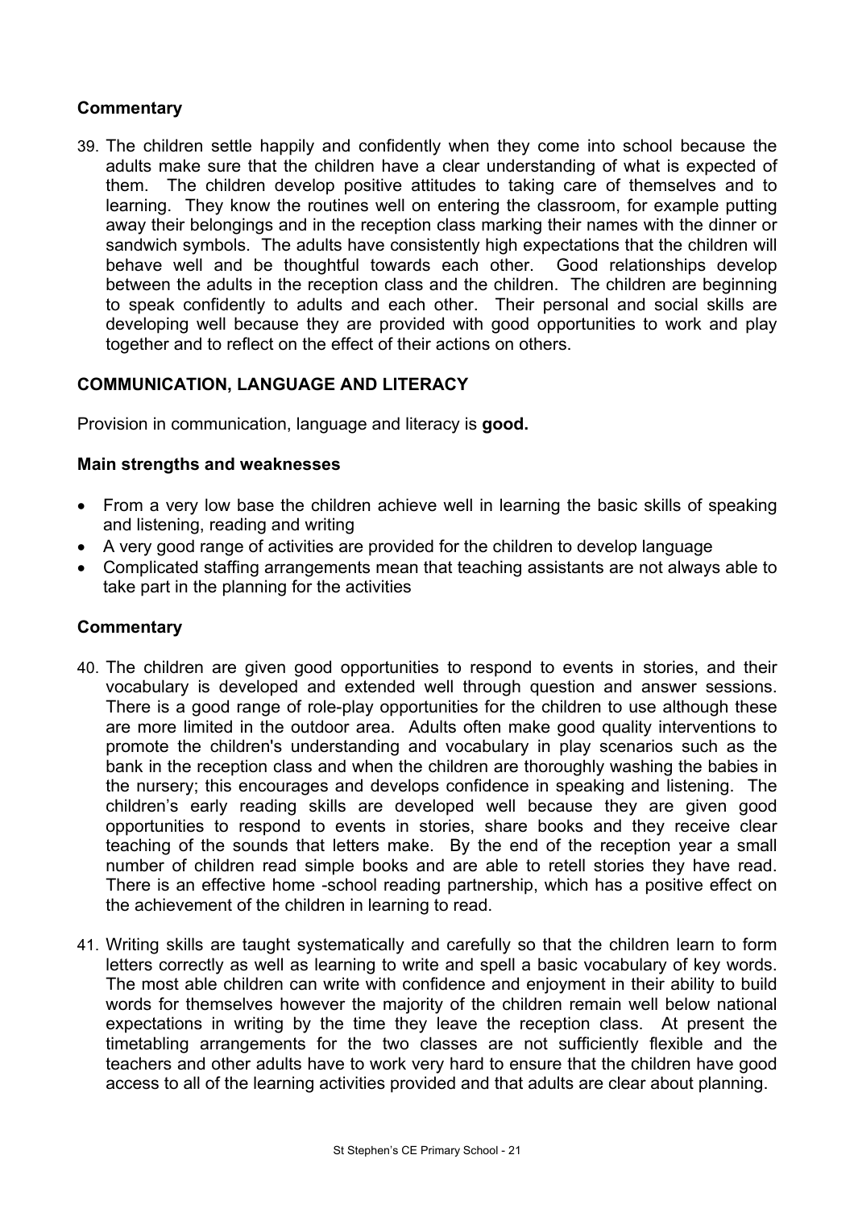### Commentary

39. The children settle happily and confidently when they come into school because the adults make sure that the children have a clear understanding of what is expected of them. The children develop positive attitudes to taking care of themselves and to learning. They know the routines well on entering the classroom, for example putting away their belongings and in the reception class marking their names with the dinner or sandwich symbols. The adults have consistently high expectations that the children will behave well and be thoughtful towards each other. Good relationships develop between the adults in the reception class and the children. The children are beginning to speak confidently to adults and each other. Their personal and social skills are developing well because they are provided with good opportunities to work and play together and to reflect on the effect of their actions on others.

### COMMUNICATION, LANGUAGE AND LITERACY

Provision in communication, language and literacy is **good.**

### Main strengths and weaknesses

- From a very low base the children achieve well in learning the basic skills of speaking and listening, reading and writing
- A very good range of activities are provided for the children to develop language
- Complicated staffing arrangements mean that teaching assistants are not always able to take part in the planning for the activities

### Commentary

40. The children are given good opportunities to respond to events in stories, and their vocabulary is developed and extended well through question and answer sessions. There is a good range of role-play opportunities for the children to use although these are more limited in the outdoor area. Adults often make good quality interventions to promote the children's understanding and vocabulary in play scenarios such as the bank in the reception class and when the children are thoroughly washing the babies in the nursery; this encourages and develops confidence in speaking and listening. The children's early reading skills are developed well because they are given good opportunities to respond to events in stories, share books and they receive clear teaching of the sounds that letters make. By the end of the reception year a small number of children read simple books and are able to retell stories they have read. There is an effective home -school reading partnership, which has a positive effect on the achievement of the children in learning to read.

41. Writing skills are taught systematically and carefully so that the children learn to form letters correctly as well as learning to write and spell a basic vocabulary of key words. The most able children can write with confidence and enjoyment in their ability to build words for themselves however the majority of the children remain well below national expectations in writing by the time they leave the reception class. At present the timetabling arrangements for the two classes are not sufficiently flexible and the teachers and other adults have to work very hard to ensure that the children have good access to all of the learning activities provided and that adults are clear about planning.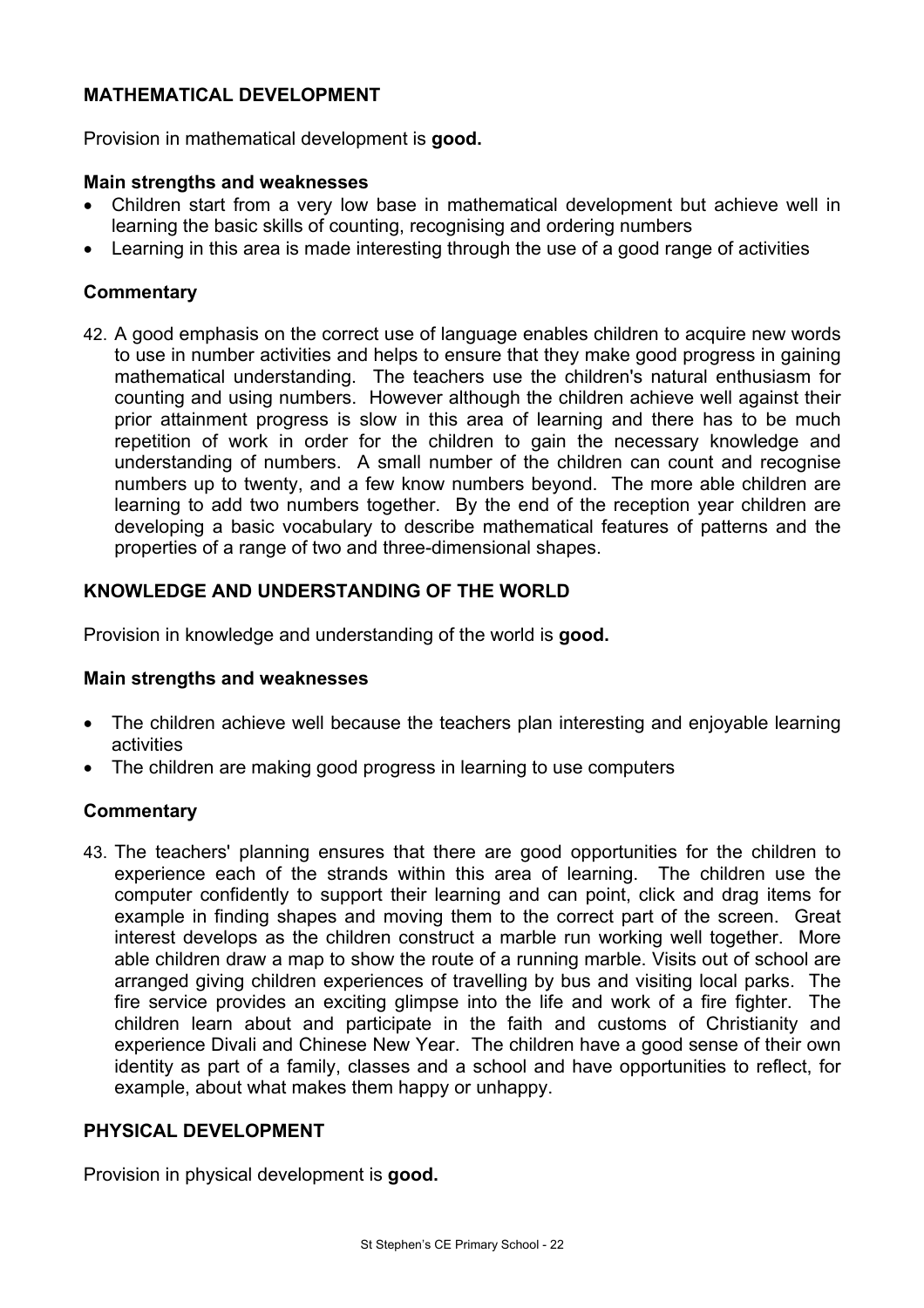### MATHEMATICAL DEVELOPMENT

Provision in mathematical development is **good.**

**Main strengths and weaknesses**

- Children start from a very low base in mathematical development but achieve well in learning the basic skills of counting, recognising and ordering numbers
- Learning in this area is made interesting through the use of a good range of activities

**Commentary**

42. A good emphasis on the correct use of language enables children to acquire new words to use in number activities and helps to ensure that they make good progress in gaining mathematical understanding. The teachers use the children's natural enthusiasm for counting and using numbers. However although the children achieve well against their prior attainment progress is slow in this area of learning and there has to be much repetition of work in order for the children to gain the necessary knowledge and understanding of numbers. A small number of the children can count and recognise numbers up to twenty, and a few know numbers beyond. The more able children are learning to add two numbers together. By the end of the reception year children are developing a basic vocabulary to describe mathematical features of patterns and the properties of a range of two and three-dimensional shapes.

### KNOWLEDGE AND UNDERSTANDING OF THE WORLD

Provision in knowledge and understanding of the world is **good.**

**Main strengths and weaknesses**

- The children achieve well because the teachers plan interesting and enjoyable learning activities
- The children are making good progress in learning to use computers

**Commentary**

43. The teachers' planning ensures that there are good opportunities for the children to experience each of the strands within this area of learning. The children use the computer confidently to support their learning and can point, click and drag items for example in finding shapes and moving them to the correct part of the screen. Great interest develops as the children construct a marble run working well together. More able children draw a map to show the route of a running marble. Visits out of school are arranged giving children experiences of travelling by bus and visiting local parks. The fire service provides an exciting glimpse into the life and work of a fire fighter. The children learn about and participate in the faith and customs of Christianity and experience Divali and Chinese New Year. The children have a good sense of their own identity as part of a family, classes and a school and have opportunities to reflect, for example, about what makes them happy or unhappy.

### PHYSICAL DEVELOPMENT

Provision in physical development is **good.**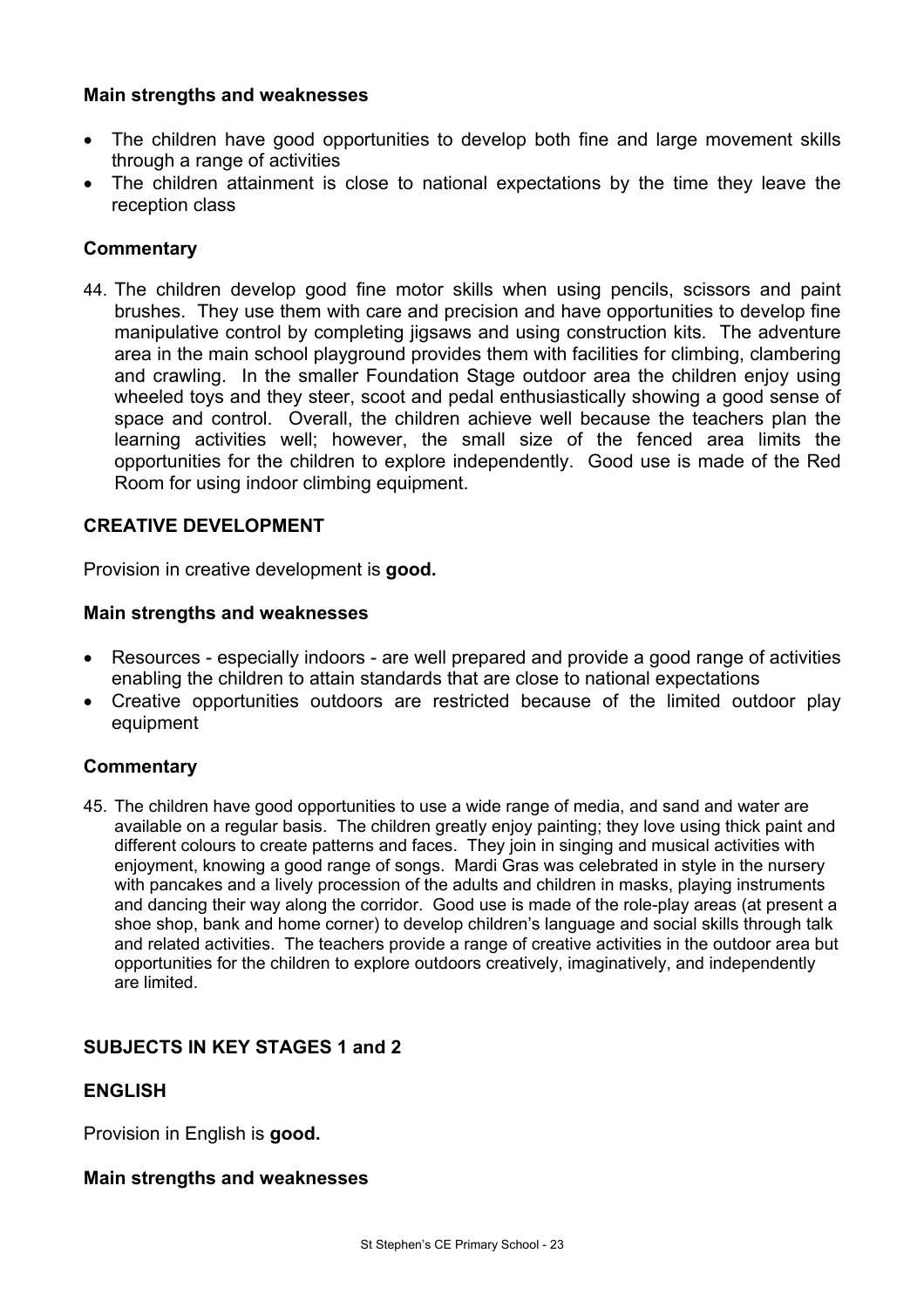### Main strengths and weaknesses

- The children have good opportunities to develop both fine and large movement skills through a range of activities
- The children attainment is close to national expectations by the time they leave the reception class

### Commentary

44. The children develop good fine motor skills when using pencils, scissors and paint brushes. They use them with care and precision and have opportunities to develop fine manipulative control by completing jigsaws and using construction kits. The adventure area in the main school playground provides them with facilities for climbing, clambering and crawling. In the smaller Foundation Stage outdoor area the children enjoy using wheeled toys and they steer, scoot and pedal enthusiastically showing a good sense of space and control. Overall, the children achieve well because the teachers plan the learning activities well; however, the small size of the fenced area limits the opportunities for the children to explore independently. Good use is made of the Red Room for using indoor climbing equipment.

## CREATIVE DEVELOPMENT

Provision in creative development is **good.**

### Main strengths and weaknesses

- Resources - especially indoors - are well prepared and provide a good range of activities enabling the children to attain standards that are close to national expectations
- Creative opportunities outdoors are restricted because of the limited outdoor play equipment

### Commentary

45. The children have good opportunities to use a wide range of media, and sand and water are available on a regular basis. The children greatly enjoy painting; they love using thick paint and different colours to create patterns and faces. They join in singing and musical activities with enjoyment, knowing a good range of songs. Mardi Gras was celebrated in style in the nursery with pancakes and a lively procession of the adults and children in masks, playing instruments and dancing their way along the corridor. Good use is made of the role-play areas (at present a shoe shop, bank and home corner) to develop children's language and social skills through talk and related activities. The teachers provide a range of creative activities in the outdoor area but opportunities for the children to explore outdoors creatively, imaginatively, and independently are limited.

## SUBJECTS IN KEY STAGES 1 and 2

## ENGLISH

Provision in English is **good.**

### Main strengths and weaknesses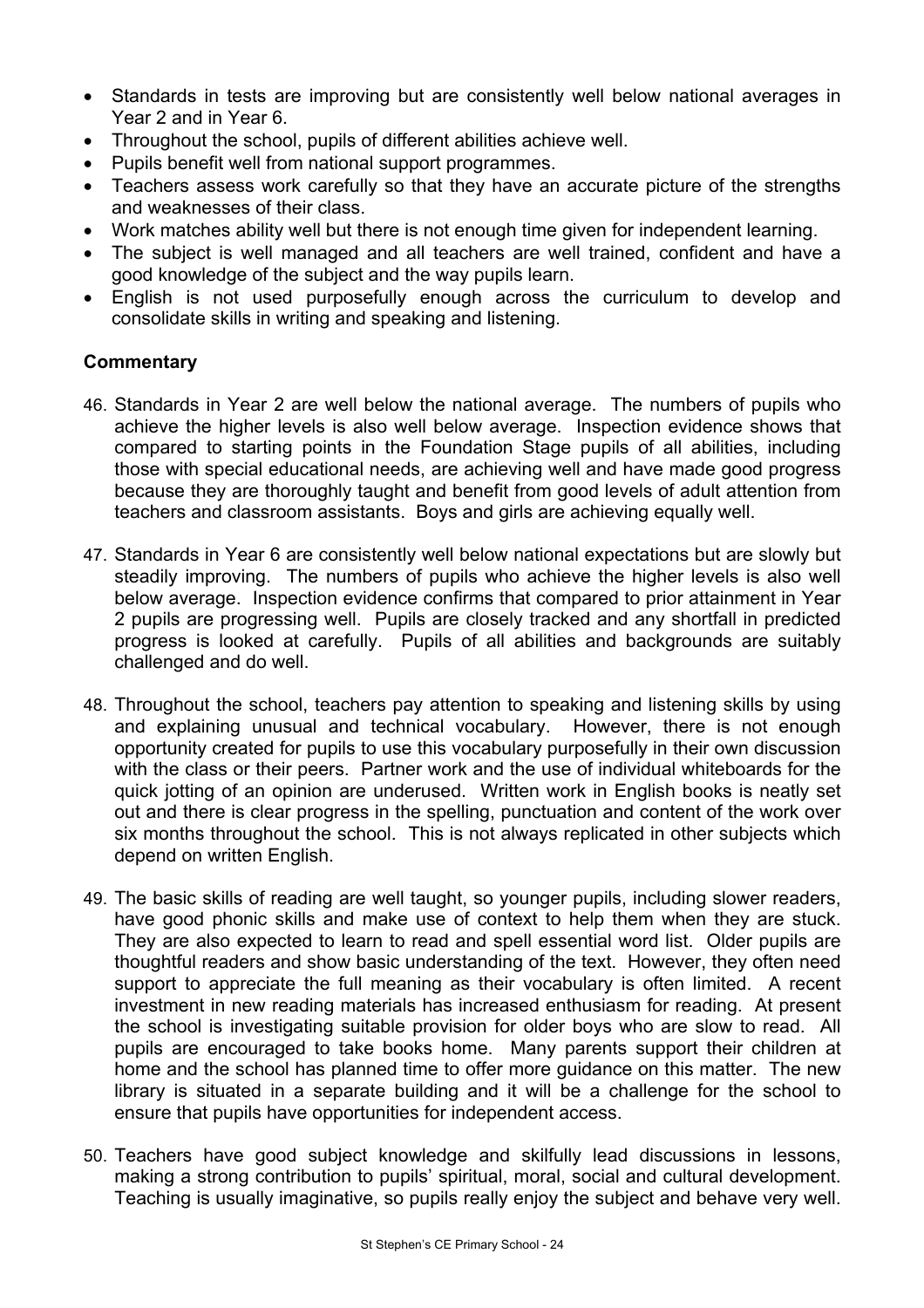- Standards in tests are improving but are consistently well below national averages in Year 2 and in Year 6.
- Throughout the school, pupils of different abilities achieve well.
- Pupils benefit well from national support programmes.
- Teachers assess work carefully so that they have an accurate picture of the strengths and weaknesses of their class.
- Work matches ability well but there is not enough time given for independent learning.
- The subject is well managed and all teachers are well trained, confident and have a good knowledge of the subject and the way pupils learn.
- English is not used purposefully enough across the curriculum to develop and consolidate skills in writing and speaking and listening.

**Commentary**

46. Standards in Year 2 are well below the national average. The numbers of pupils who achieve the higher levels is also well below average. Inspection evidence shows that compared to starting points in the Foundation Stage pupils of all abilities, including those with special educational needs, are achieving well and have made good progress because they are thoroughly taught and benefit from good levels of adult attention from teachers and classroom assistants. Boys and girls are achieving equally well.

47. Standards in Year 6 are consistently well below national expectations but are slowly but steadily improving. The numbers of pupils who achieve the higher levels is also well below average. Inspection evidence confirms that compared to prior attainment in Year 2 pupils are progressing well. Pupils are closely tracked and any shortfall in predicted progress is looked at carefully. Pupils of all abilities and backgrounds are suitably challenged and do well.

48. Throughout the school, teachers pay attention to speaking and listening skills by using and explaining unusual and technical vocabulary. However, there is not enough opportunity created for pupils to use this vocabulary purposefully in their own discussion with the class or their peers. Partner work and the use of individual whiteboards for the quick jotting of an opinion are underused. Written work in English books is neatly set out and there is clear progress in the spelling, punctuation and content of the work over six months throughout the school. This is not always replicated in other subjects which depend on written English.

49. The basic skills of reading are well taught, so younger pupils, including slower readers, have good phonic skills and make use of context to help them when they are stuck. They are also expected to learn to read and spell essential word list. Older pupils are thoughtful readers and show basic understanding of the text. However, they often need support to appreciate the full meaning as their vocabulary is often limited. A recent investment in new reading materials has increased enthusiasm for reading. At present the school is investigating suitable provision for older boys who are slow to read. All pupils are encouraged to take books home. Many parents support their children at home and the school has planned time to offer more guidance on this matter. The new library is situated in a separate building and it will be a challenge for the school to ensure that pupils have opportunities for independent access.

50. Teachers have good subject knowledge and skilfully lead discussions in lessons, making a strong contribution to pupils' spiritual, moral, social and cultural development. Teaching is usually imaginative, so pupils really enjoy the subject and behave very well.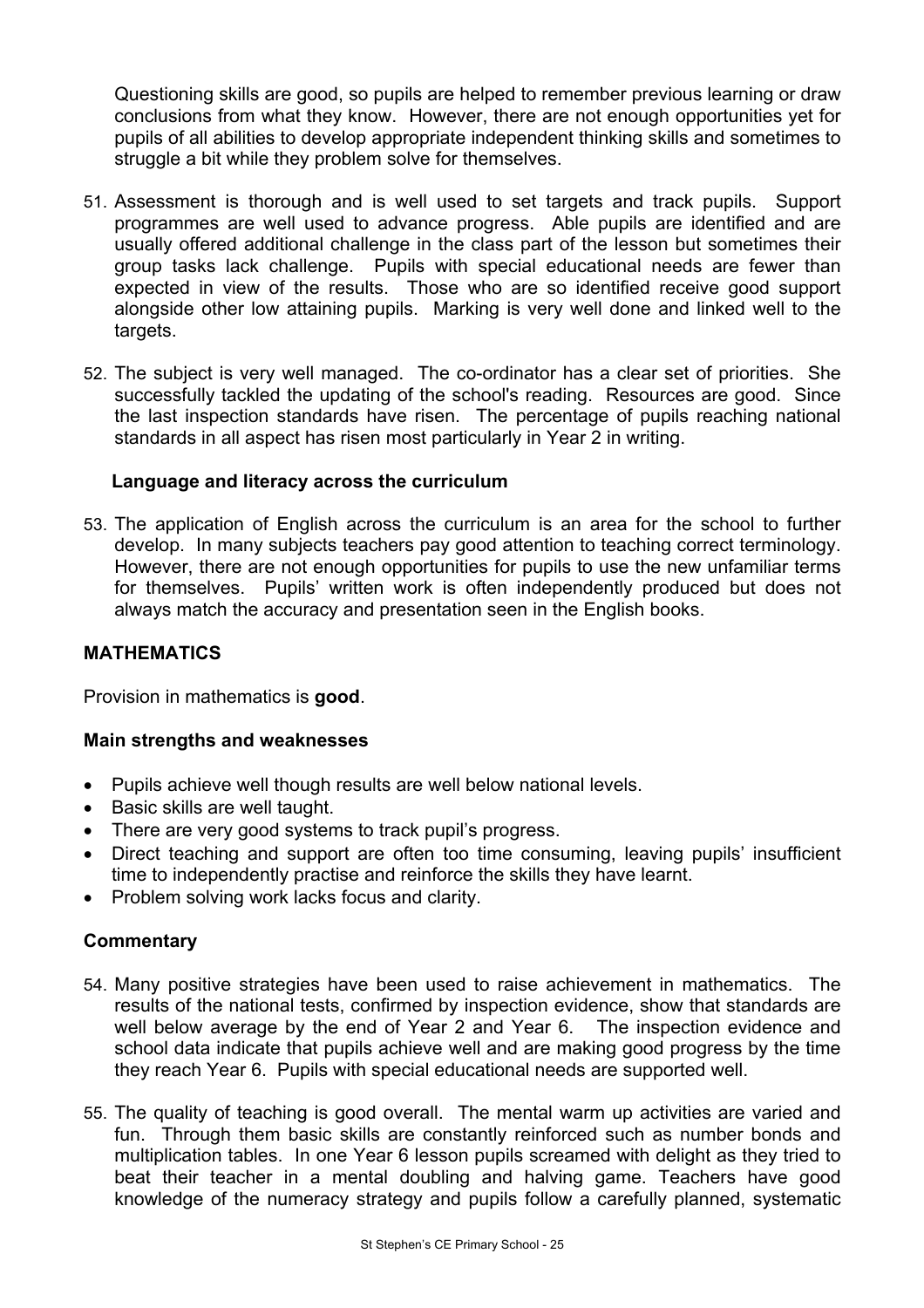Questioning skills are good, so pupils are helped to remember previous learning or draw conclusions from what they know. However, there are not enough opportunities yet for pupils of all abilities to develop appropriate independent thinking skills and sometimes to struggle a bit while they problem solve for themselves.

51. Assessment is thorough and is well used to set targets and track pupils. Support programmes are well used to advance progress. Able pupils are identified and are usually offered additional challenge in the class part of the lesson but sometimes their group tasks lack challenge. Pupils with special educational needs are fewer than expected in view of the results. Those who are so identified receive good support alongside other low attaining pupils. Marking is very well done and linked well to the targets.

52. The subject is very well managed. The co-ordinator has a clear set of priorities. She successfully tackled the updating of the school's reading. Resources are good. Since the last inspection standards have risen. The percentage of pupils reaching national standards in all aspect has risen most particularly in Year 2 in writing.

### Language and literacy across the curriculum

53. The application of English across the curriculum is an area for the school to further develop. In many subjects teachers pay good attention to teaching correct terminology. However, there are not enough opportunities for pupils to use the new unfamiliar terms for themselves. Pupils' written work is often independently produced but does not always match the accuracy and presentation seen in the English books.

## MATHEMATICS

Provision in mathematics is **good**.

### Main strengths and weaknesses

- Pupils achieve well though results are well below national levels.
- Basic skills are well taught.
- There are very good systems to track pupil's progress.
- Direct teaching and support are often too time consuming, leaving pupils' insufficient time to independently practise and reinforce the skills they have learnt.
- Problem solving work lacks focus and clarity.

### Commentary

54. Many positive strategies have been used to raise achievement in mathematics. The results of the national tests, confirmed by inspection evidence, show that standards are well below average by the end of Year 2 and Year 6. The inspection evidence and school data indicate that pupils achieve well and are making good progress by the time they reach Year 6. Pupils with special educational needs are supported well.

55. The quality of teaching is good overall. The mental warm up activities are varied and fun. Through them basic skills are constantly reinforced such as number bonds and multiplication tables. In one Year 6 lesson pupils screamed with delight as they tried to beat their teacher in a mental doubling and halving game. Teachers have good knowledge of the numeracy strategy and pupils follow a carefully planned, systematic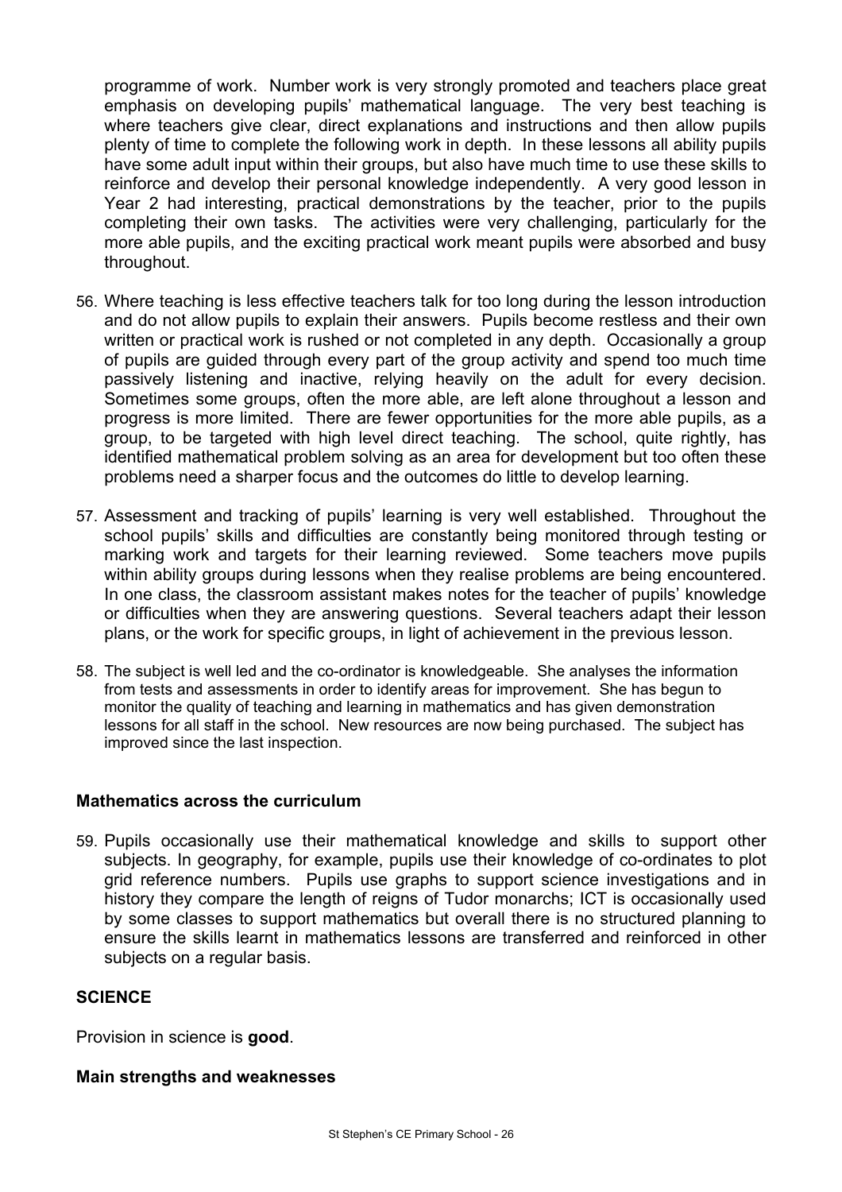programme of work. Number work is very strongly promoted and teachers place great emphasis on developing pupils' mathematical language. The very best teaching is where teachers give clear, direct explanations and instructions and then allow pupils plenty of time to complete the following work in depth. In these lessons all ability pupils have some adult input within their groups, but also have much time to use these skills to reinforce and develop their personal knowledge independently. A very good lesson in Year 2 had interesting, practical demonstrations by the teacher, prior to the pupils completing their own tasks. The activities were very challenging, particularly for the more able pupils, and the exciting practical work meant pupils were absorbed and busy throughout.

56. Where teaching is less effective teachers talk for too long during the lesson introduction and do not allow pupils to explain their answers. Pupils become restless and their own written or practical work is rushed or not completed in any depth. Occasionally a group of pupils are guided through every part of the group activity and spend too much time passively listening and inactive, relying heavily on the adult for every decision. Sometimes some groups, often the more able, are left alone throughout a lesson and progress is more limited. There are fewer opportunities for the more able pupils, as a group, to be targeted with high level direct teaching. The school, quite rightly, has identified mathematical problem solving as an area for development but too often these problems need a sharper focus and the outcomes do little to develop learning.

57. Assessment and tracking of pupils' learning is very well established. Throughout the school pupils' skills and difficulties are constantly being monitored through testing or marking work and targets for their learning reviewed. Some teachers move pupils within ability groups during lessons when they realise problems are being encountered. In one class, the classroom assistant makes notes for the teacher of pupils' knowledge or difficulties when they are answering questions. Several teachers adapt their lesson plans, or the work for specific groups, in light of achievement in the previous lesson.

58. The subject is well led and the co-ordinator is knowledgeable. She analyses the information from tests and assessments in order to identify areas for improvement. She has begun to monitor the quality of teaching and learning in mathematics and has given demonstration lessons for all staff in the school. New resources are now being purchased. The subject has improved since the last inspection.

### Mathematics across the curriculum

59. Pupils occasionally use their mathematical knowledge and skills to support other subjects. In geography, for example, pupils use their knowledge of co-ordinates to plot grid reference numbers. Pupils use graphs to support science investigations and in history they compare the length of reigns of Tudor monarchs; ICT is occasionally used by some classes to support mathematics but overall there is no structured planning to ensure the skills learnt in mathematics lessons are transferred and reinforced in other subjects on a regular basis.

## SCIENCE

Provision in science is **good**.

### Main strengths and weaknesses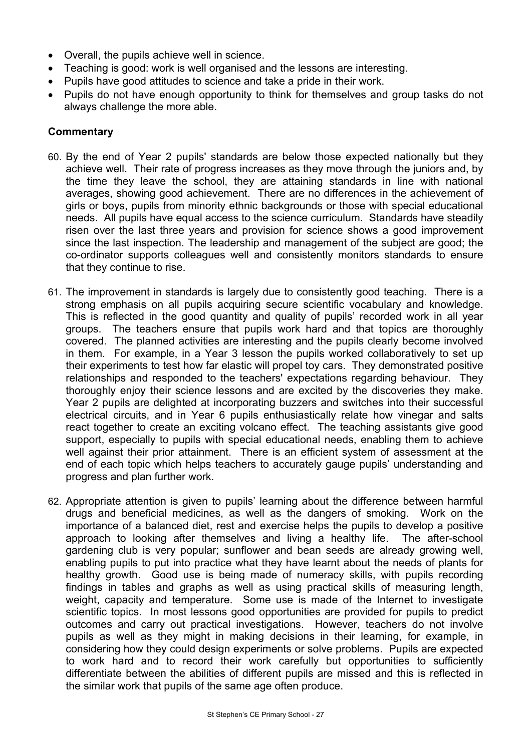- Overall, the pupils achieve well in science.
- Teaching is good: work is well organised and the lessons are interesting.
- Pupils have good attitudes to science and take a pride in their work.
- Pupils do not have enough opportunity to think for themselves and group tasks do not always challenge the more able.

**Commentary**

60. By the end of Year 2 pupils' standards are below those expected nationally but they achieve well. Their rate of progress increases as they move through the juniors and, by the time they leave the school, they are attaining standards in line with national averages, showing good achievement. There are no differences in the achievement of girls or boys, pupils from minority ethnic backgrounds or those with special educational needs. All pupils have equal access to the science curriculum. Standards have steadily risen over the last three years and provision for science shows a good improvement since the last inspection. The leadership and management of the subject are good; the co-ordinator supports colleagues well and consistently monitors standards to ensure that they continue to rise.

61. The improvement in standards is largely due to consistently good teaching. There is a strong emphasis on all pupils acquiring secure scientific vocabulary and knowledge. This is reflected in the good quantity and quality of pupils' recorded work in all year groups. The teachers ensure that pupils work hard and that topics are thoroughly covered. The planned activities are interesting and the pupils clearly become involved in them. For example, in a Year 3 lesson the pupils worked collaboratively to set up their experiments to test how far elastic will propel toy cars. They demonstrated positive relationships and responded to the teachers' expectations regarding behaviour. They thoroughly enjoy their science lessons and are excited by the discoveries they make. Year 2 pupils are delighted at incorporating buzzers and switches into their successful electrical circuits, and in Year 6 pupils enthusiastically relate how vinegar and salts react together to create an exciting volcano effect. The teaching assistants give good support, especially to pupils with special educational needs, enabling them to achieve well against their prior attainment. There is an efficient system of assessment at the end of each topic which helps teachers to accurately gauge pupils' understanding and progress and plan further work.

62. Appropriate attention is given to pupils' learning about the difference between harmful drugs and beneficial medicines, as well as the dangers of smoking. Work on the importance of a balanced diet, rest and exercise helps the pupils to develop a positive approach to looking after themselves and living a healthy life. The after-school gardening club is very popular; sunflower and bean seeds are already growing well, enabling pupils to put into practice what they have learnt about the needs of plants for healthy growth. Good use is being made of numeracy skills, with pupils recording findings in tables and graphs as well as using practical skills of measuring length, weight, capacity and temperature. Some use is made of the Internet to investigate scientific topics. In most lessons good opportunities are provided for pupils to predict outcomes and carry out practical investigations. However, teachers do not involve pupils as well as they might in making decisions in their learning, for example, in considering how they could design experiments or solve problems. Pupils are expected to work hard and to record their work carefully but opportunities to sufficiently differentiate between the abilities of different pupils are missed and this is reflected in the similar work that pupils of the same age often produce.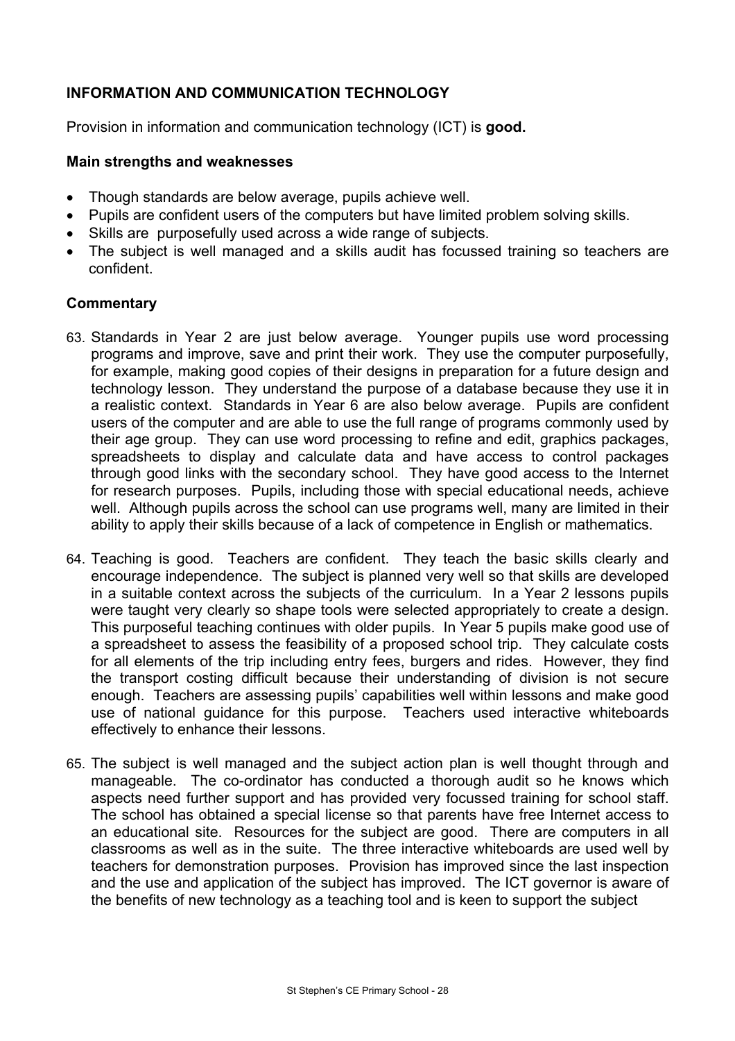## INFORMATION AND COMMUNICATION TECHNOLOGY

Provision in information and communication technology (ICT) is **good.**

### Main strengths and weaknesses

- Though standards are below average, pupils achieve well.
- Pupils are confident users of the computers but have limited problem solving skills.
- Skills are purposefully used across a wide range of subjects.
- The subject is well managed and a skills audit has focussed training so teachers are confident.

### Commentary

63. Standards in Year 2 are just below average. Younger pupils use word processing programs and improve, save and print their work. They use the computer purposefully, for example, making good copies of their designs in preparation for a future design and technology lesson. They understand the purpose of a database because they use it in a realistic context. Standards in Year 6 are also below average. Pupils are confident users of the computer and are able to use the full range of programs commonly used by their age group. They can use word processing to refine and edit, graphics packages, spreadsheets to display and calculate data and have access to control packages through good links with the secondary school. They have good access to the Internet for research purposes. Pupils, including those with special educational needs, achieve well. Although pupils across the school can use programs well, many are limited in their ability to apply their skills because of a lack of competence in English or mathematics.

64. Teaching is good. Teachers are confident. They teach the basic skills clearly and encourage independence. The subject is planned very well so that skills are developed in a suitable context across the subjects of the curriculum. In a Year 2 lessons pupils were taught very clearly so shape tools were selected appropriately to create a design. This purposeful teaching continues with older pupils. In Year 5 pupils make good use of a spreadsheet to assess the feasibility of a proposed school trip. They calculate costs for all elements of the trip including entry fees, burgers and rides. However, they find the transport costing difficult because their understanding of division is not secure enough. Teachers are assessing pupils' capabilities well within lessons and make good use of national guidance for this purpose. Teachers used interactive whiteboards effectively to enhance their lessons.

65. The subject is well managed and the subject action plan is well thought through and manageable. The co-ordinator has conducted a thorough audit so he knows which aspects need further support and has provided very focussed training for school staff. The school has obtained a special license so that parents have free Internet access to an educational site. Resources for the subject are good. There are computers in all classrooms as well as in the suite. The three interactive whiteboards are used well by teachers for demonstration purposes. Provision has improved since the last inspection and the use and application of the subject has improved. The ICT governor is aware of the benefits of new technology as a teaching tool and is keen to support the subject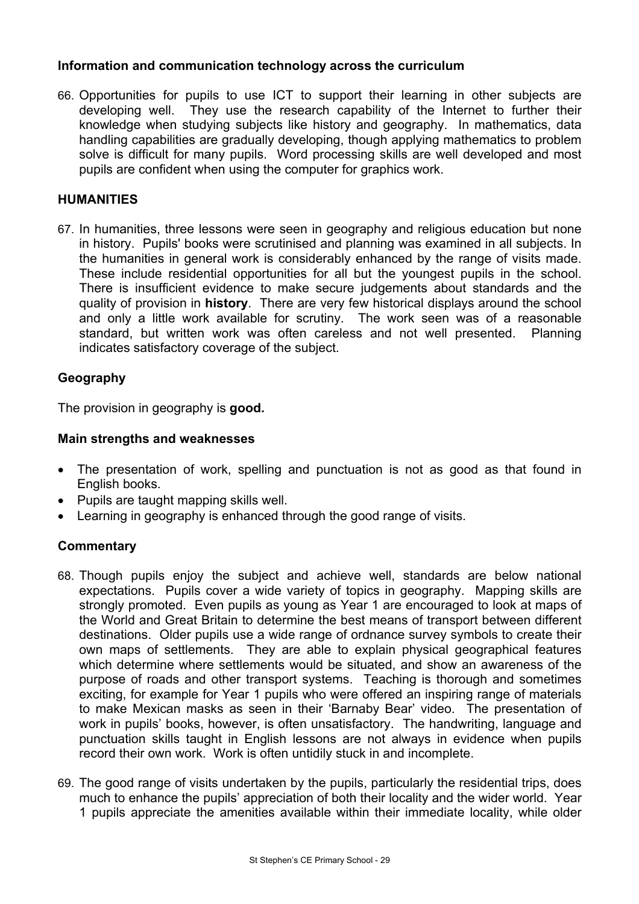### Information and communication technology across the curriculum

66. Opportunities for pupils to use ICT to support their learning in other subjects are developing well. They use the research capability of the Internet to further their knowledge when studying subjects like history and geography. In mathematics, data handling capabilities are gradually developing, though applying mathematics to problem solve is difficult for many pupils. Word processing skills are well developed and most pupils are confident when using the computer for graphics work.

## HUMANITIES

67. In humanities, three lessons were seen in geography and religious education but none in history. Pupils' books were scrutinised and planning was examined in all subjects. In the humanities in general work is considerably enhanced by the range of visits made. These include residential opportunities for all but the youngest pupils in the school. There is insufficient evidence to make secure judgements about standards and the quality of provision in **history**. There are very few historical displays around the school and only a little work available for scrutiny. The work seen was of a reasonable standard, but written work was often careless and not well presented. Planning indicates satisfactory coverage of the subject.

### Geography

The provision in geography is **good.**

### Main strengths and weaknesses

- The presentation of work, spelling and punctuation is not as good as that found in English books.
- Pupils are taught mapping skills well.
- Learning in geography is enhanced through the good range of visits.

### Commentary

68. Though pupils enjoy the subject and achieve well, standards are below national expectations. Pupils cover a wide variety of topics in geography. Mapping skills are strongly promoted. Even pupils as young as Year 1 are encouraged to look at maps of the World and Great Britain to determine the best means of transport between different destinations. Older pupils use a wide range of ordnance survey symbols to create their own maps of settlements. They are able to explain physical geographical features which determine where settlements would be situated, and show an awareness of the purpose of roads and other transport systems. Teaching is thorough and sometimes exciting, for example for Year 1 pupils who were offered an inspiring range of materials to make Mexican masks as seen in their 'Barnaby Bear' video. The presentation of work in pupils' books, however, is often unsatisfactory. The handwriting, language and punctuation skills taught in English lessons are not always in evidence when pupils record their own work. Work is often untidily stuck in and incomplete.

69. The good range of visits undertaken by the pupils, particularly the residential trips, does much to enhance the pupils' appreciation of both their locality and the wider world. Year 1 pupils appreciate the amenities available within their immediate locality, while older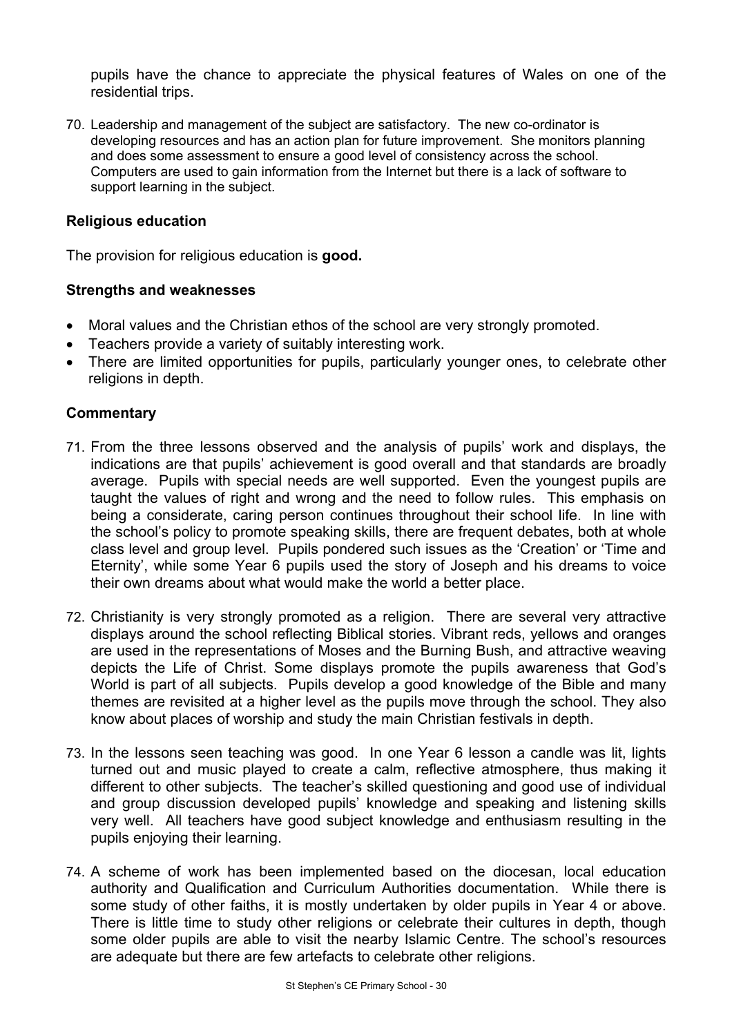pupils have the chance to appreciate the physical features of Wales on one of the residential trips.

70. Leadership and management of the subject are satisfactory. The new co-ordinator is developing resources and has an action plan for future improvement. She monitors planning and does some assessment to ensure a good level of consistency across the school. Computers are used to gain information from the Internet but there is a lack of software to support learning in the subject.

### Religious education

The provision for religious education is **good.**

#### Strengths and weaknesses

- Moral values and the Christian ethos of the school are very strongly promoted.
- Teachers provide a variety of suitably interesting work.
- There are limited opportunities for pupils, particularly younger ones, to celebrate other religions in depth.

#### Commentary

71. From the three lessons observed and the analysis of pupils' work and displays, the indications are that pupils' achievement is good overall and that standards are broadly average. Pupils with special needs are well supported. Even the youngest pupils are taught the values of right and wrong and the need to follow rules. This emphasis on being a considerate, caring person continues throughout their school life. In line with the school's policy to promote speaking skills, there are frequent debates, both at whole class level and group level. Pupils pondered such issues as the 'Creation' or 'Time and Eternity', while some Year 6 pupils used the story of Joseph and his dreams to voice their own dreams about what would make the world a better place.

72. Christianity is very strongly promoted as a religion. There are several very attractive displays around the school reflecting Biblical stories. Vibrant reds, yellows and oranges are used in the representations of Moses and the Burning Bush, and attractive weaving depicts the Life of Christ. Some displays promote the pupils awareness that God's World is part of all subjects. Pupils develop a good knowledge of the Bible and many themes are revisited at a higher level as the pupils move through the school. They also know about places of worship and study the main Christian festivals in depth.

73. In the lessons seen teaching was good. In one Year 6 lesson a candle was lit, lights turned out and music played to create a calm, reflective atmosphere, thus making it different to other subjects. The teacher's skilled questioning and good use of individual and group discussion developed pupils' knowledge and speaking and listening skills very well. All teachers have good subject knowledge and enthusiasm resulting in the pupils enjoying their learning.

74. A scheme of work has been implemented based on the diocesan, local education authority and Qualification and Curriculum Authorities documentation. While there is some study of other faiths, it is mostly undertaken by older pupils in Year 4 or above. There is little time to study other religions or celebrate their cultures in depth, though some older pupils are able to visit the nearby Islamic Centre. The school's resources are adequate but there are few artefacts to celebrate other religions.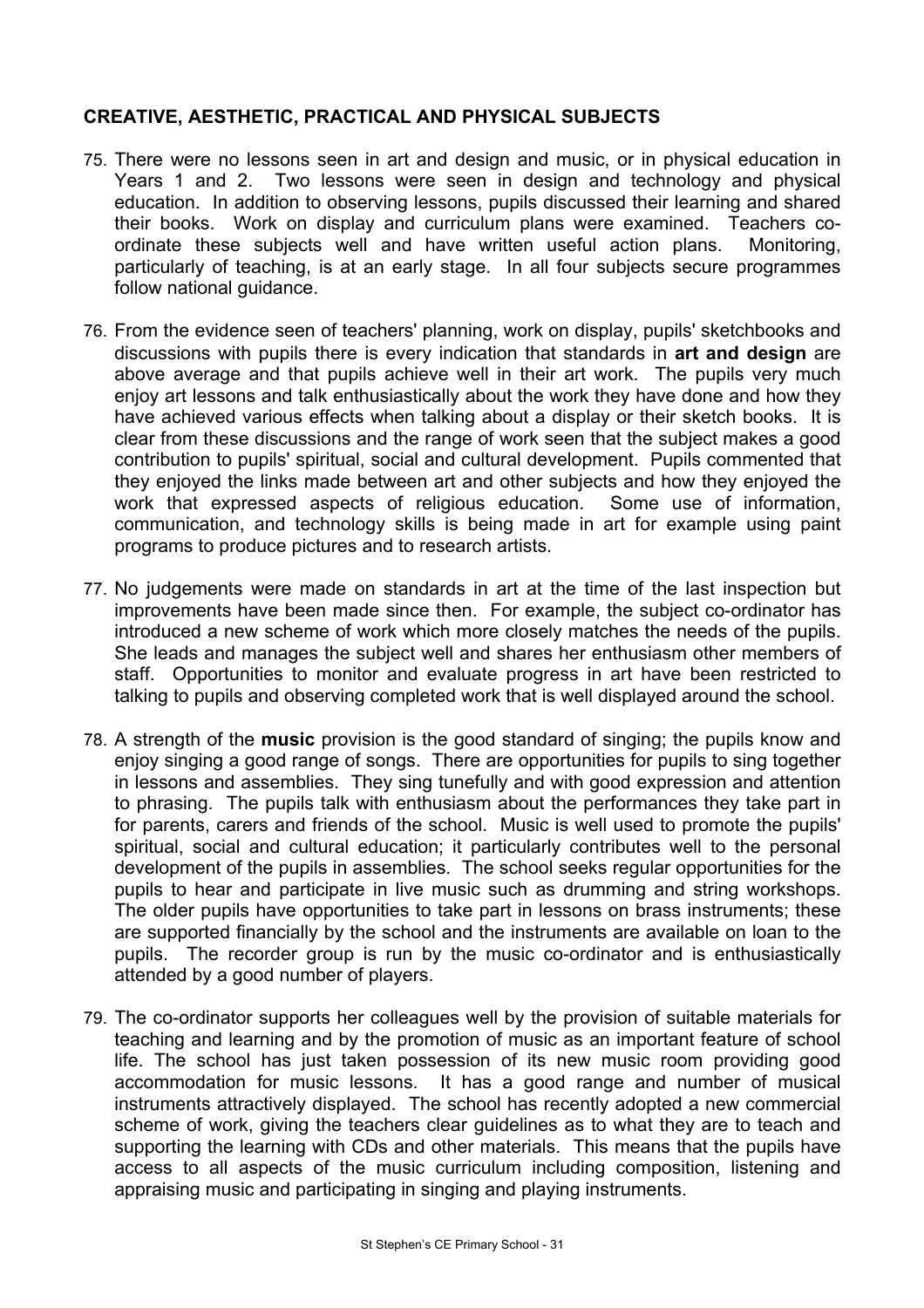## CREATIVE, AESTHETIC, PRACTICAL AND PHYSICAL SUBJECTS

75. There were no lessons seen in art and design and music, or in physical education in Years 1 and 2. Two lessons were seen in design and technology and physical education. In addition to observing lessons, pupils discussed their learning and shared their books. Work on display and curriculum plans were examined. Teachers co-ordinate these subjects well and have written useful action plans. Monitoring, particularly of teaching, is at an early stage. In all four subjects secure programmes follow national guidance.

76. From the evidence seen of teachers' planning, work on display, pupils' sketchbooks and discussions with pupils there is every indication that standards in **art and design** are above average and that pupils achieve well in their art work. The pupils very much enjoy art lessons and talk enthusiastically about the work they have done and how they have achieved various effects when talking about a display or their sketch books. It is clear from these discussions and the range of work seen that the subject makes a good contribution to pupils' spiritual, social and cultural development. Pupils commented that they enjoyed the links made between art and other subjects and how they enjoyed the work that expressed aspects of religious education. Some use of information, communication, and technology skills is being made in art for example using paint programs to produce pictures and to research artists.

77. No judgements were made on standards in art at the time of the last inspection but improvements have been made since then. For example, the subject co-ordinator has introduced a new scheme of work which more closely matches the needs of the pupils. She leads and manages the subject well and shares her enthusiasm other members of staff. Opportunities to monitor and evaluate progress in art have been restricted to talking to pupils and observing completed work that is well displayed around the school.

78. A strength of the **music** provision is the good standard of singing; the pupils know and enjoy singing a good range of songs. There are opportunities for pupils to sing together in lessons and assemblies. They sing tunefully and with good expression and attention to phrasing. The pupils talk with enthusiasm about the performances they take part in for parents, carers and friends of the school. Music is well used to promote the pupils' spiritual, social and cultural education; it particularly contributes well to the personal development of the pupils in assemblies. The school seeks regular opportunities for the pupils to hear and participate in live music such as drumming and string workshops. The older pupils have opportunities to take part in lessons on brass instruments; these are supported financially by the school and the instruments are available on loan to the pupils. The recorder group is run by the music co-ordinator and is enthusiastically attended by a good number of players.

79. The co-ordinator supports her colleagues well by the provision of suitable materials for teaching and learning and by the promotion of music as an important feature of school life. The school has just taken possession of its new music room providing good accommodation for music lessons. It has a good range and number of musical instruments attractively displayed. The school has recently adopted a new commercial scheme of work, giving the teachers clear guidelines as to what they are to teach and supporting the learning with CDs and other materials. This means that the pupils have access to all aspects of the music curriculum including composition, listening and appraising music and participating in singing and playing instruments.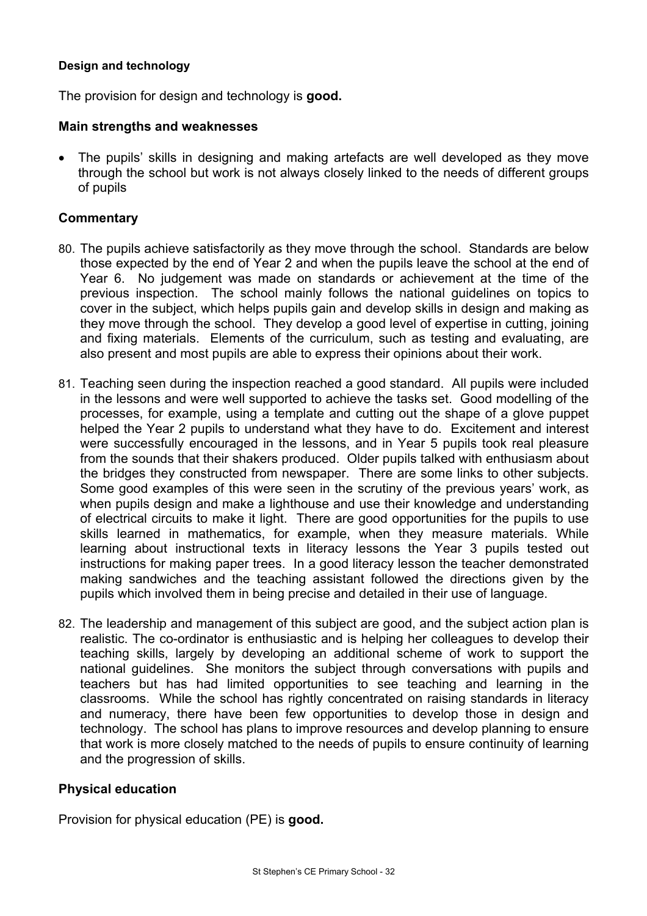**Design and technology**

The provision for design and technology is **good.**

### Main strengths and weaknesses

- The pupils' skills in designing and making artefacts are well developed as they move through the school but work is not always closely linked to the needs of different groups of pupils

### Commentary

80. The pupils achieve satisfactorily as they move through the school. Standards are below those expected by the end of Year 2 and when the pupils leave the school at the end of Year 6. No judgement was made on standards or achievement at the time of the previous inspection. The school mainly follows the national guidelines on topics to cover in the subject, which helps pupils gain and develop skills in design and making as they move through the school. They develop a good level of expertise in cutting, joining and fixing materials. Elements of the curriculum, such as testing and evaluating, are also present and most pupils are able to express their opinions about their work.

81. Teaching seen during the inspection reached a good standard. All pupils were included in the lessons and were well supported to achieve the tasks set. Good modelling of the processes, for example, using a template and cutting out the shape of a glove puppet helped the Year 2 pupils to understand what they have to do. Excitement and interest were successfully encouraged in the lessons, and in Year 5 pupils took real pleasure from the sounds that their shakers produced. Older pupils talked with enthusiasm about the bridges they constructed from newspaper. There are some links to other subjects. Some good examples of this were seen in the scrutiny of the previous years' work, as when pupils design and make a lighthouse and use their knowledge and understanding of electrical circuits to make it light. There are good opportunities for the pupils to use skills learned in mathematics, for example, when they measure materials. While learning about instructional texts in literacy lessons the Year 3 pupils tested out instructions for making paper trees. In a good literacy lesson the teacher demonstrated making sandwiches and the teaching assistant followed the directions given by the pupils which involved them in being precise and detailed in their use of language.

82. The leadership and management of this subject are good, and the subject action plan is realistic. The co-ordinator is enthusiastic and is helping her colleagues to develop their teaching skills, largely by developing an additional scheme of work to support the national guidelines. She monitors the subject through conversations with pupils and teachers but has had limited opportunities to see teaching and learning in the classrooms. While the school has rightly concentrated on raising standards in literacy and numeracy, there have been few opportunities to develop those in design and technology. The school has plans to improve resources and develop planning to ensure that work is more closely matched to the needs of pupils to ensure continuity of learning and the progression of skills.

### Physical education

Provision for physical education (PE) is **good.**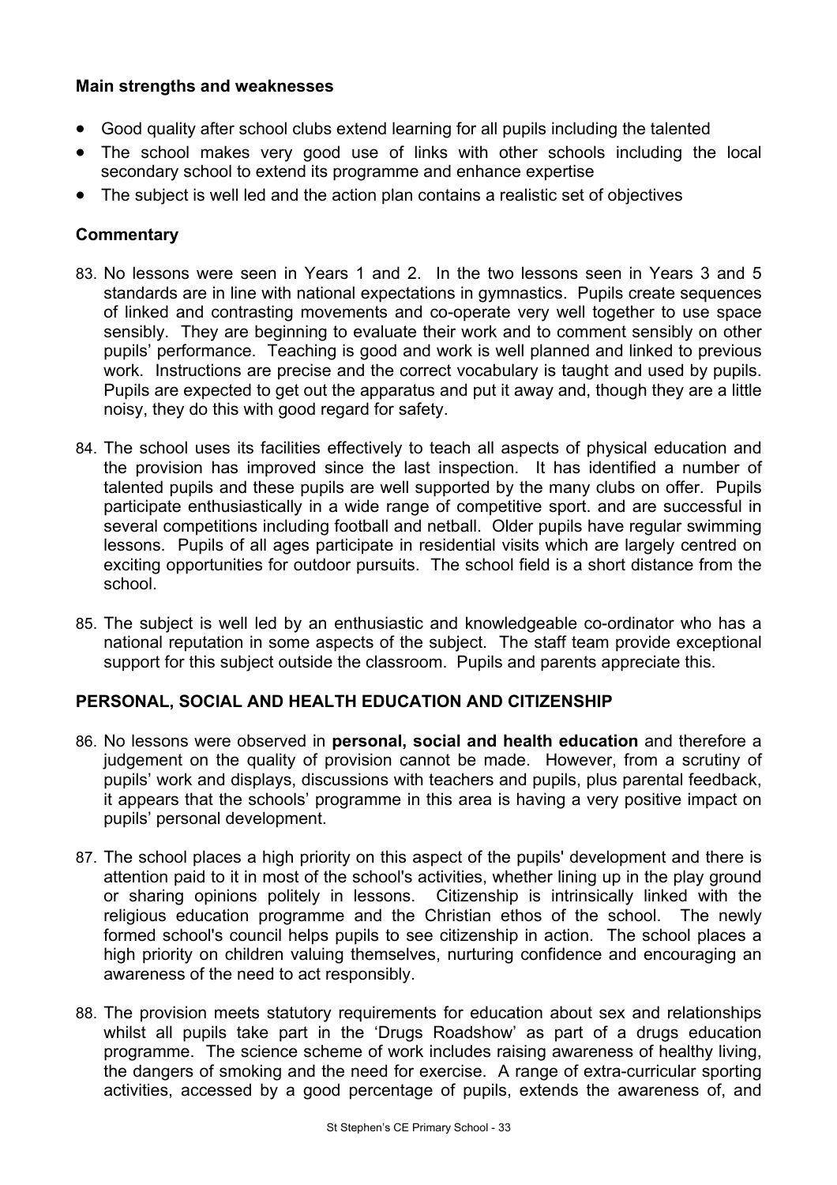**Main strengths and weaknesses**

- Good quality after school clubs extend learning for all pupils including the talented
- The school makes very good use of links with other schools including the local secondary school to extend its programme and enhance expertise
- The subject is well led and the action plan contains a realistic set of objectives

## Commentary

83. No lessons were seen in Years 1 and 2. In the two lessons seen in Years 3 and 5 standards are in line with national expectations in gymnastics. Pupils create sequences of linked and contrasting movements and co-operate very well together to use space sensibly. They are beginning to evaluate their work and to comment sensibly on other pupils' performance. Teaching is good and work is well planned and linked to previous work. Instructions are precise and the correct vocabulary is taught and used by pupils. Pupils are expected to get out the apparatus and put it away and, though they are a little noisy, they do this with good regard for safety.

84. The school uses its facilities effectively to teach all aspects of physical education and the provision has improved since the last inspection. It has identified a number of talented pupils and these pupils are well supported by the many clubs on offer. Pupils participate enthusiastically in a wide range of competitive sport. and are successful in several competitions including football and netball. Older pupils have regular swimming lessons. Pupils of all ages participate in residential visits which are largely centred on exciting opportunities for outdoor pursuits. The school field is a short distance from the school.

85. The subject is well led by an enthusiastic and knowledgeable co-ordinator who has a national reputation in some aspects of the subject. The staff team provide exceptional support for this subject outside the classroom. Pupils and parents appreciate this.

## PERSONAL, SOCIAL AND HEALTH EDUCATION AND CITIZENSHIP

86. No lessons were observed in **personal, social and health education** and therefore a judgement on the quality of provision cannot be made. However, from a scrutiny of pupils' work and displays, discussions with teachers and pupils, plus parental feedback, it appears that the schools' programme in this area is having a very positive impact on pupils' personal development.

87. The school places a high priority on this aspect of the pupils' development and there is attention paid to it in most of the school's activities, whether lining up in the play ground or sharing opinions politely in lessons. Citizenship is intrinsically linked with the religious education programme and the Christian ethos of the school. The newly formed school's council helps pupils to see citizenship in action. The school places a high priority on children valuing themselves, nurturing confidence and encouraging an awareness of the need to act responsibly.

88. The provision meets statutory requirements for education about sex and relationships whilst all pupils take part in the 'Drugs Roadshow' as part of a drugs education programme. The science scheme of work includes raising awareness of healthy living, the dangers of smoking and the need for exercise. A range of extra-curricular sporting activities, accessed by a good percentage of pupils, extends the awareness of, and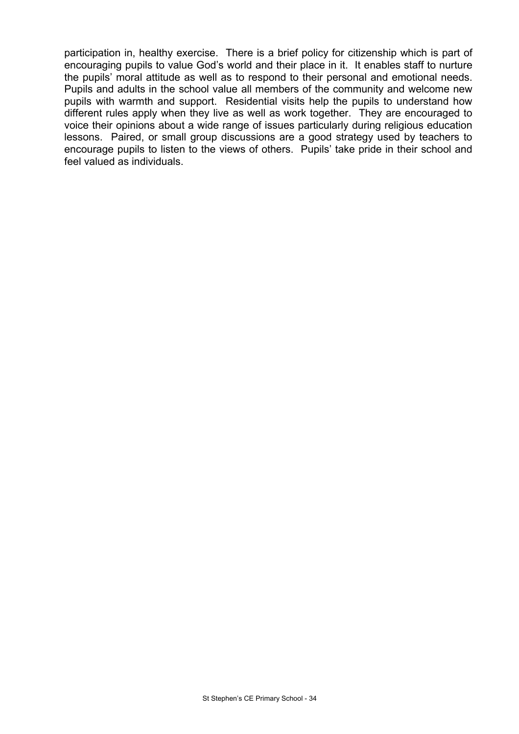participation in, healthy exercise. There is a brief policy for citizenship which is part of encouraging pupils to value God's world and their place in it. It enables staff to nurture the pupils' moral attitude as well as to respond to their personal and emotional needs. Pupils and adults in the school value all members of the community and welcome new pupils with warmth and support. Residential visits help the pupils to understand how different rules apply when they live as well as work together. They are encouraged to voice their opinions about a wide range of issues particularly during religious education lessons. Paired, or small group discussions are a good strategy used by teachers to encourage pupils to listen to the views of others. Pupils' take pride in their school and feel valued as individuals.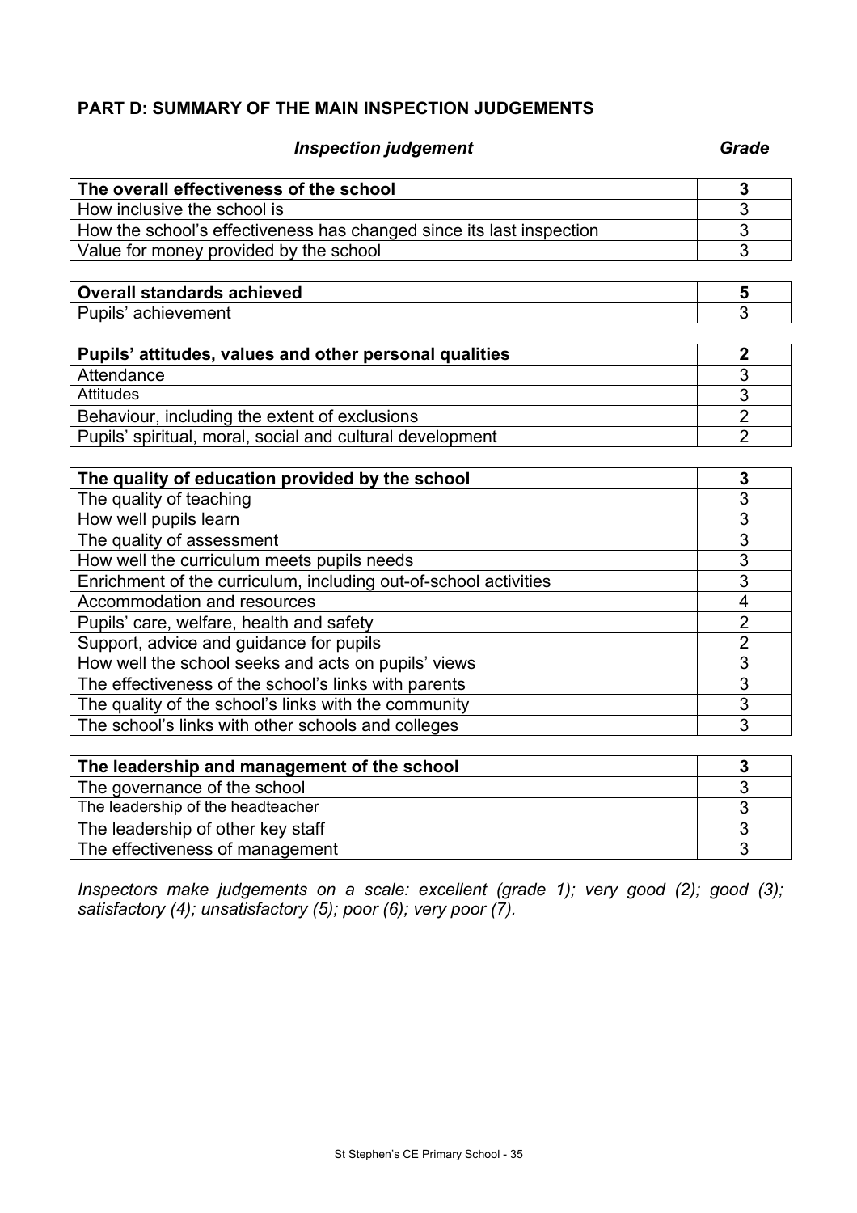## PART D: SUMMARY OF THE MAIN INSPECTION JUDGEMENTS

| *Inspection judgement* | *Grade* |
|---|---|
| **The overall effectiveness of the school** | **3** |
| How inclusive the school is | 3 |
| How the school's effectiveness has changed since its last inspection | 3 |
| Value for money provided by the school | 3 |

| | |
|---|---|
| **Overall standards achieved** | **5** |
| Pupils' achievement | 3 |

| | |
|---|---|
| **Pupils' attitudes, values and other personal qualities** | **2** |
| Attendance | 3 |
| Attitudes | 3 |
| Behaviour, including the extent of exclusions | 2 |
| Pupils' spiritual, moral, social and cultural development | 2 |

| | |
|---|---|
| **The quality of education provided by the school** | **3** |
| The quality of teaching | 3 |
| How well pupils learn | 3 |
| The quality of assessment | 3 |
| How well the curriculum meets pupils needs | 3 |
| Enrichment of the curriculum, including out-of-school activities | 3 |
| Accommodation and resources | 4 |
| Pupils' care, welfare, health and safety | 2 |
| Support, advice and guidance for pupils | 2 |
| How well the school seeks and acts on pupils' views | 3 |
| The effectiveness of the school's links with parents | 3 |
| The quality of the school's links with the community | 3 |
| The school's links with other schools and colleges | 3 |

| | |
|---|---|
| **The leadership and management of the school** | **3** |
| The governance of the school | 3 |
| The leadership of the headteacher | 3 |
| The leadership of other key staff | 3 |
| The effectiveness of management | 3 |

*Inspectors make judgements on a scale: excellent (grade 1); very good (2); good (3); satisfactory (4); unsatisfactory (5); poor (6); very poor (7).*